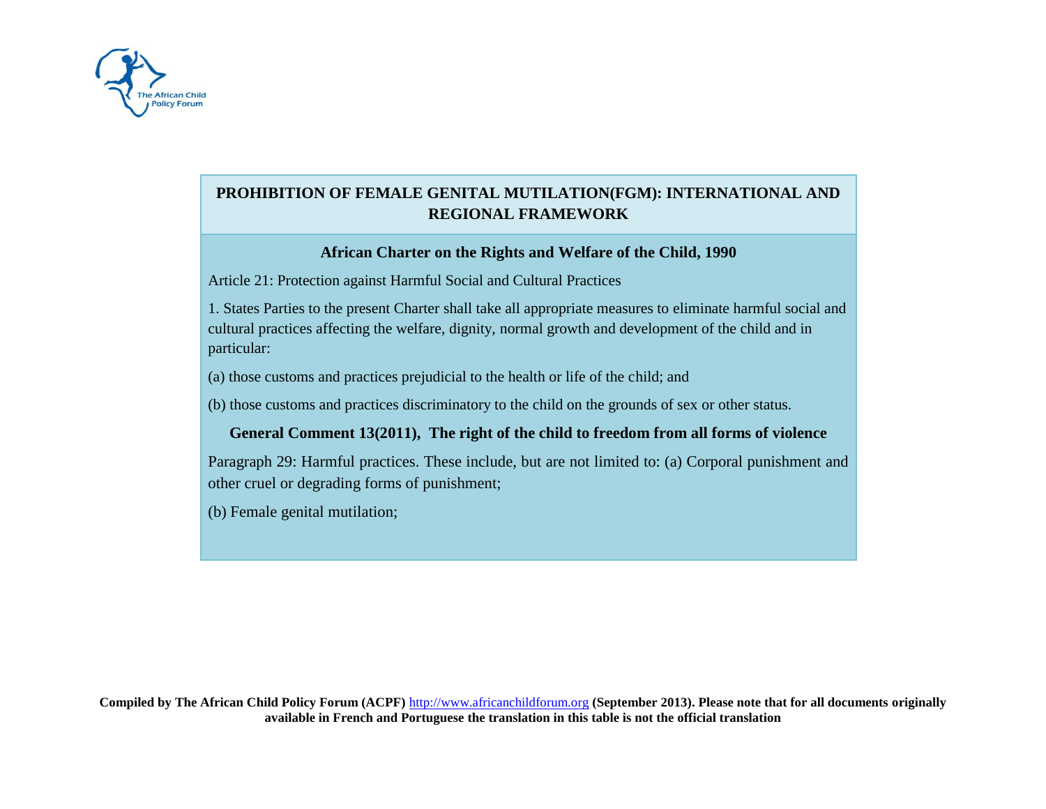# PROHIBITION OF FEMALE GENITAL MUTILATION(FGM): INTERNATIONAL AND REGIONAL FRAMEWORK

## African Charter on the Rights and Welfare of the Child, 1990

Article 21: Protection against Harmful Social and Cultural Practices

1. States Parties to the present Charter shall take all appropriate measures to eliminate harmful social and cultural practices affecting the welfare, dignity, normal growth and development of the child and in particular:

(a) those customs and practices prejudicial to the health or life of the child; and

(b) those customs and practices discriminatory to the child on the grounds of sex or other status.

## General Comment 13(2011), The right of the child to freedom from all forms of violence

Paragraph 29: Harmful practices. These include, but are not limited to: (a) Corporal punishment and other cruel or degrading forms of punishment;

(b) Female genital mutilation;

**Compiled by The African Child Policy Forum (ACPF) http://www.africanchildforum.org (September 2013). Please note that for all documents originally available in French and Portuguese the translation in this table is not the official translation**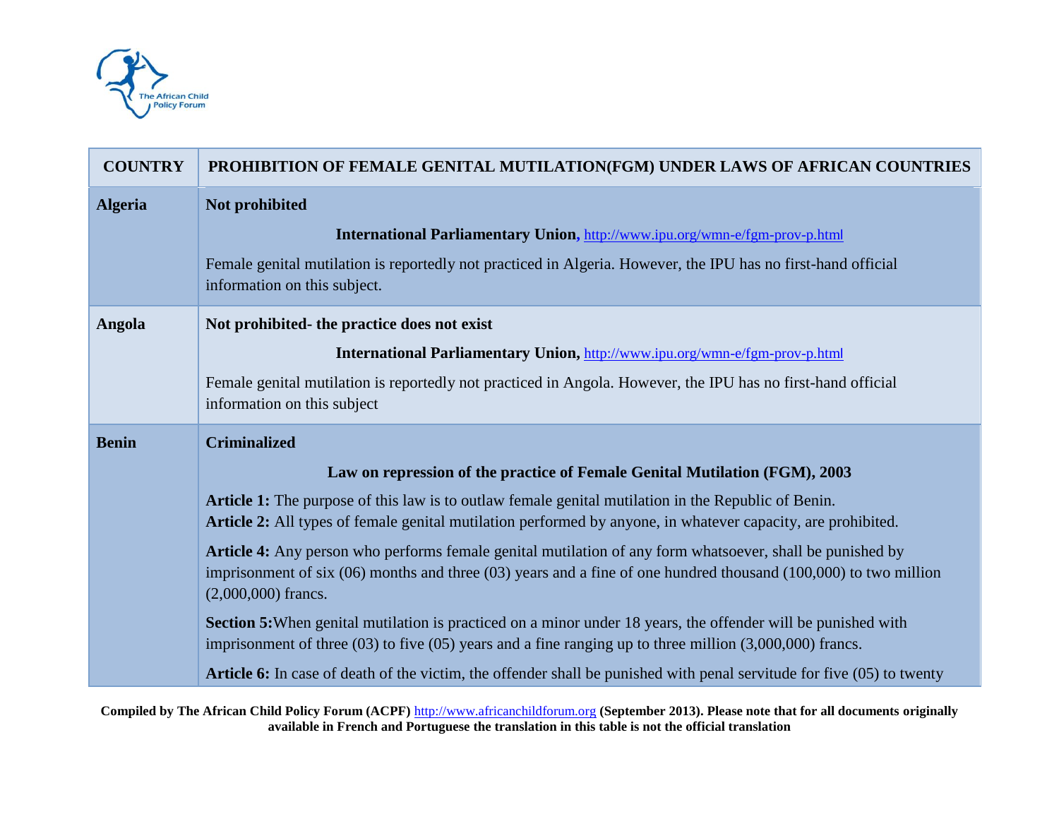| COUNTRY | PROHIBITION OF FEMALE GENITAL MUTILATION(FGM) UNDER LAWS OF AFRICAN COUNTRIES |
|---|---|
| **Algeria** | **Not prohibited**<br><br>**International Parliamentary Union,** http://www.ipu.org/wmn-e/fgm-prov-p.html<br><br>Female genital mutilation is reportedly not practiced in Algeria. However, the IPU has no first-hand official information on this subject. |
| **Angola** | **Not prohibited- the practice does not exist**<br><br>**International Parliamentary Union,** http://www.ipu.org/wmn-e/fgm-prov-p.html<br><br>Female genital mutilation is reportedly not practiced in Angola. However, the IPU has no first-hand official information on this subject |
| **Benin** | **Criminalized**<br><br>**Law on repression of the practice of Female Genital Mutilation (FGM), 2003**<br><br>**Article 1:** The purpose of this law is to outlaw female genital mutilation in the Republic of Benin.<br>**Article 2:** All types of female genital mutilation performed by anyone, in whatever capacity, are prohibited.<br><br>**Article 4:** Any person who performs female genital mutilation of any form whatsoever, shall be punished by imprisonment of six (06) months and three (03) years and a fine of one hundred thousand (100,000) to two million (2,000,000) francs.<br><br>**Section 5:**When genital mutilation is practiced on a minor under 18 years, the offender will be punished with imprisonment of three (03) to five (05) years and a fine ranging up to three million (3,000,000) francs.<br><br>**Article 6:** In case of death of the victim, the offender shall be punished with penal servitude for five (05) to twenty |

**Compiled by The African Child Policy Forum (ACPF)** http://www.africanchildforum.org **(September 2013). Please note that for all documents originally available in French and Portuguese the translation in this table is not the official translation**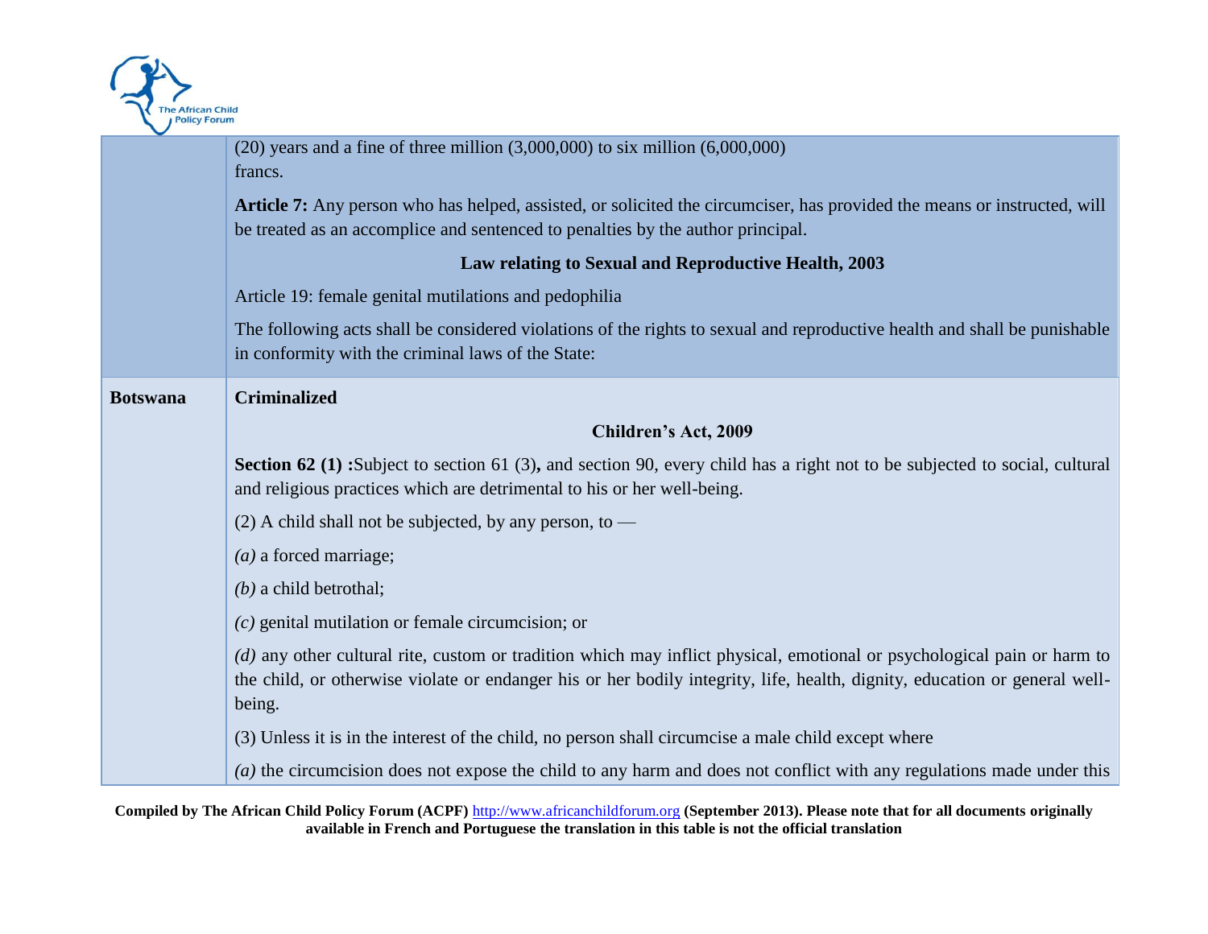| | |
|---|---|
| | (20) years and a fine of three million (3,000,000) to six million (6,000,000) francs.<br><br>**Article 7:** Any person who has helped, assisted, or solicited the circumciser, has provided the means or instructed, will be treated as an accomplice and sentenced to penalties by the author principal.<br><br>**Law relating to Sexual and Reproductive Health, 2003**<br><br>Article 19: female genital mutilations and pedophilia<br><br>The following acts shall be considered violations of the rights to sexual and reproductive health and shall be punishable in conformity with the criminal laws of the State: |
| **Botswana** | **Criminalized**<br><br>**Children's Act, 2009**<br><br>**Section 62 (1) :**Subject to section 61 (3)**,** and section 90, every child has a right not to be subjected to social, cultural and religious practices which are detrimental to his or her well-being.<br><br>(2) A child shall not be subjected, by any person, to —<br><br>*(a)* a forced marriage;<br><br>*(b)* a child betrothal;<br><br>*(c)* genital mutilation or female circumcision; or<br><br>*(d)* any other cultural rite, custom or tradition which may inflict physical, emotional or psychological pain or harm to the child, or otherwise violate or endanger his or her bodily integrity, life, health, dignity, education or general well-being.<br><br>(3) Unless it is in the interest of the child, no person shall circumcise a male child except where<br><br>*(a)* the circumcision does not expose the child to any harm and does not conflict with any regulations made under this |

**Compiled by The African Child Policy Forum (ACPF) http://www.africanchildforum.org (September 2013). Please note that for all documents originally available in French and Portuguese the translation in this table is not the official translation**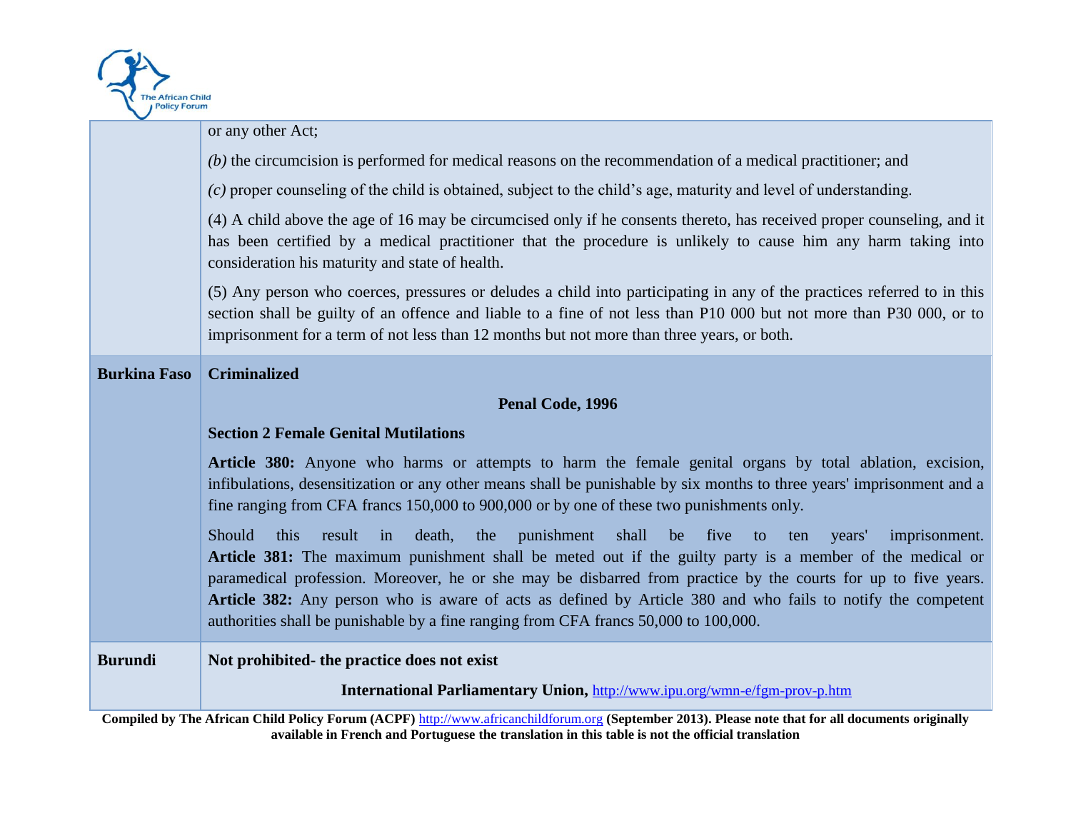| | |
|---|---|
| | or any other Act;<br><br>*(b)* the circumcision is performed for medical reasons on the recommendation of a medical practitioner; and<br><br>*(c)* proper counseling of the child is obtained, subject to the child's age, maturity and level of understanding.<br><br>(4) A child above the age of 16 may be circumcised only if he consents thereto, has received proper counseling, and it has been certified by a medical practitioner that the procedure is unlikely to cause him any harm taking into consideration his maturity and state of health.<br><br>(5) Any person who coerces, pressures or deludes a child into participating in any of the practices referred to in this section shall be guilty of an offence and liable to a fine of not less than P10 000 but not more than P30 000, or to imprisonment for a term of not less than 12 months but not more than three years, or both. |
| **Burkina Faso** | **Criminalized**<br><br>**Penal Code, 1996**<br><br>**Section 2 Female Genital Mutilations**<br><br>**Article 380:** Anyone who harms or attempts to harm the female genital organs by total ablation, excision, infibulations, desensitization or any other means shall be punishable by six months to three years' imprisonment and a fine ranging from CFA francs 150,000 to 900,000 or by one of these two punishments only.<br><br>Should this result in death, the punishment shall be five to ten years' imprisonment. **Article 381:** The maximum punishment shall be meted out if the guilty party is a member of the medical or paramedical profession. Moreover, he or she may be disbarred from practice by the courts for up to five years. **Article 382:** Any person who is aware of acts as defined by Article 380 and who fails to notify the competent authorities shall be punishable by a fine ranging from CFA francs 50,000 to 100,000. |
| **Burundi** | **Not prohibited- the practice does not exist**<br><br>**International Parliamentary Union,** http://www.ipu.org/wmn-e/fgm-prov-p.htm |

**Compiled by The African Child Policy Forum (ACPF)** http://www.africanchildforum.org **(September 2013). Please note that for all documents originally available in French and Portuguese the translation in this table is not the official translation**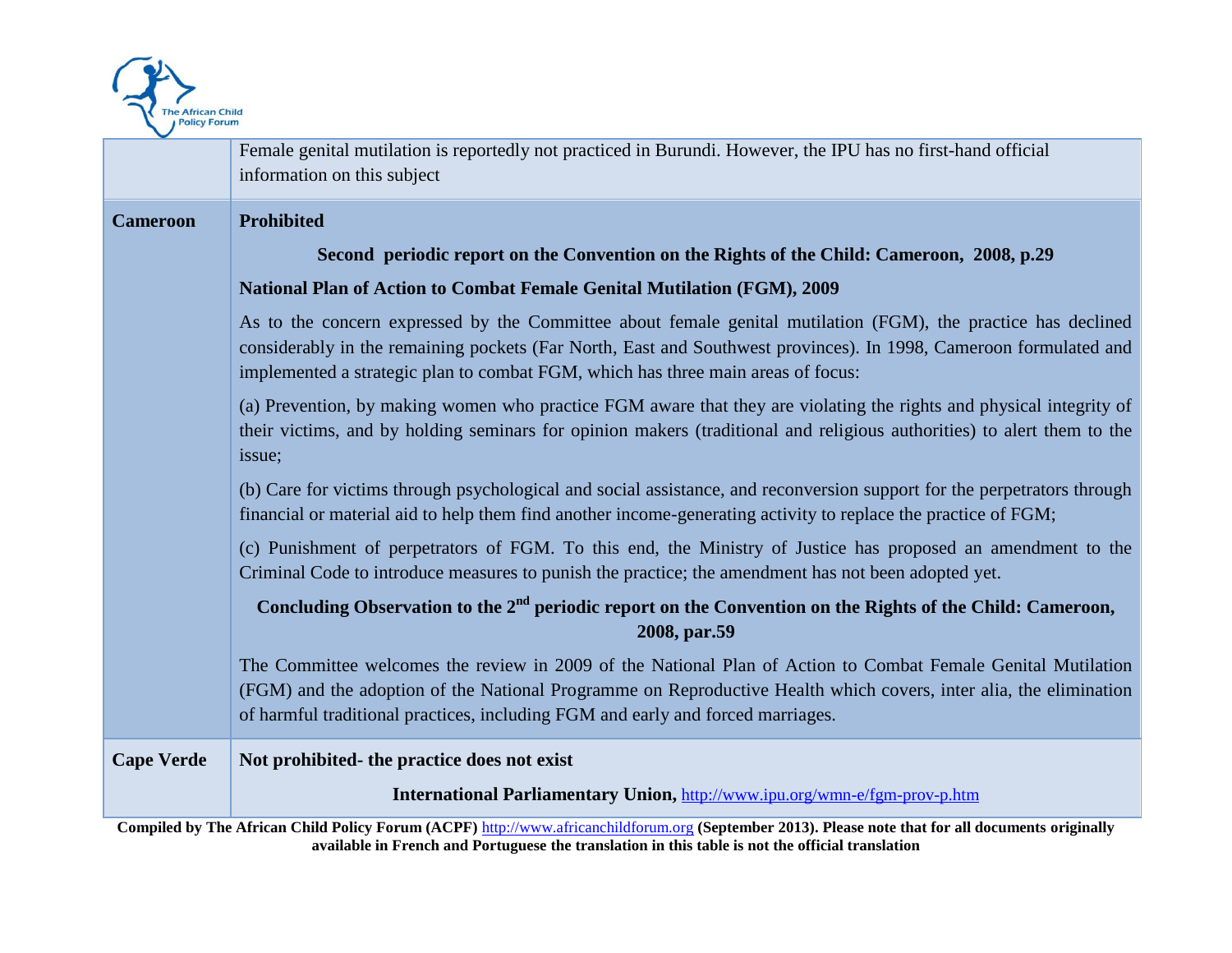| | |
|---|---|
| | Female genital mutilation is reportedly not practiced in Burundi. However, the IPU has no first-hand official information on this subject |
| **Cameroon** | **Prohibited**<br><br>**Second periodic report on the Convention on the Rights of the Child: Cameroon, 2008, p.29**<br><br>**National Plan of Action to Combat Female Genital Mutilation (FGM), 2009**<br><br>As to the concern expressed by the Committee about female genital mutilation (FGM), the practice has declined considerably in the remaining pockets (Far North, East and Southwest provinces). In 1998, Cameroon formulated and implemented a strategic plan to combat FGM, which has three main areas of focus:<br><br>(a) Prevention, by making women who practice FGM aware that they are violating the rights and physical integrity of their victims, and by holding seminars for opinion makers (traditional and religious authorities) to alert them to the issue;<br><br>(b) Care for victims through psychological and social assistance, and reconversion support for the perpetrators through financial or material aid to help them find another income-generating activity to replace the practice of FGM;<br><br>(c) Punishment of perpetrators of FGM. To this end, the Ministry of Justice has proposed an amendment to the Criminal Code to introduce measures to punish the practice; the amendment has not been adopted yet.<br><br>**Concluding Observation to the 2nd periodic report on the Convention on the Rights of the Child: Cameroon, 2008, par.59**<br><br>The Committee welcomes the review in 2009 of the National Plan of Action to Combat Female Genital Mutilation (FGM) and the adoption of the National Programme on Reproductive Health which covers, inter alia, the elimination of harmful traditional practices, including FGM and early and forced marriages. |
| **Cape Verde** | **Not prohibited- the practice does not exist**<br><br>**International Parliamentary Union,** http://www.ipu.org/wmn-e/fgm-prov-p.htm |

**Compiled by The African Child Policy Forum (ACPF)** http://www.africanchildforum.org **(September 2013). Please note that for all documents originally available in French and Portuguese the translation in this table is not the official translation**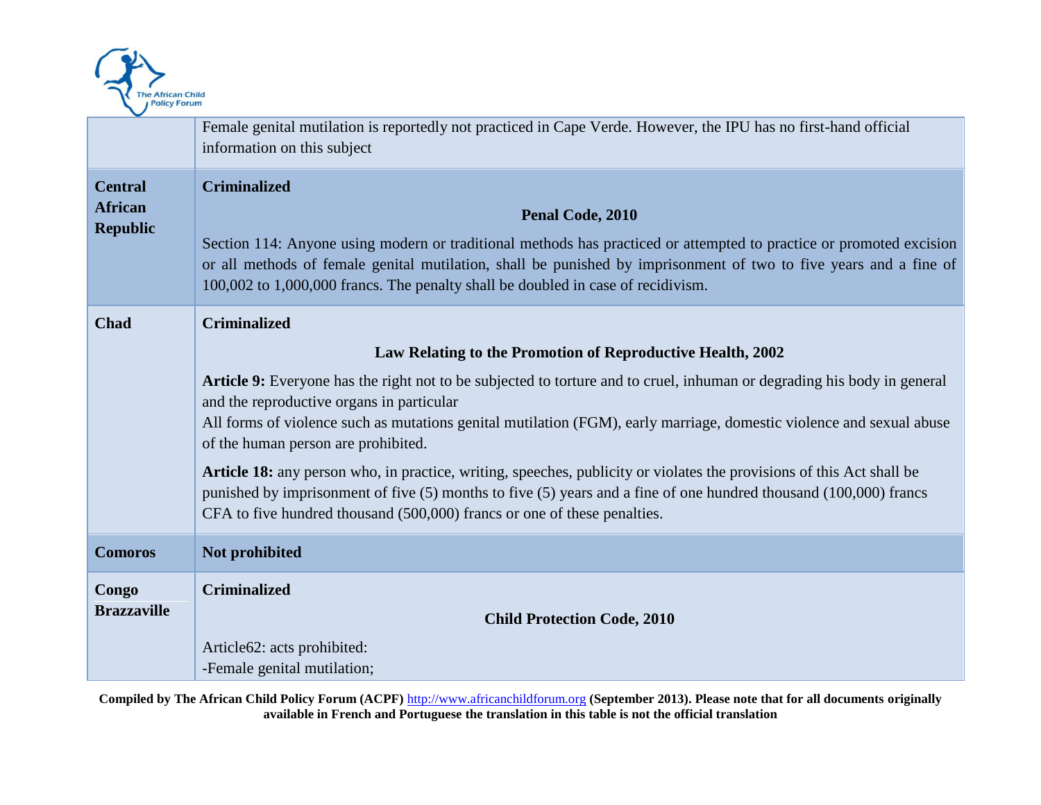| | |
|---|---|
| | Female genital mutilation is reportedly not practiced in Cape Verde. However, the IPU has no first-hand official information on this subject |
| **Central African Republic** | **Criminalized**<br><br>**Penal Code, 2010**<br><br>Section 114: Anyone using modern or traditional methods has practiced or attempted to practice or promoted excision or all methods of female genital mutilation, shall be punished by imprisonment of two to five years and a fine of 100,002 to 1,000,000 francs. The penalty shall be doubled in case of recidivism. |
| **Chad** | **Criminalized**<br><br>**Law Relating to the Promotion of Reproductive Health, 2002**<br><br>**Article 9:** Everyone has the right not to be subjected to torture and to cruel, inhuman or degrading his body in general and the reproductive organs in particular<br>All forms of violence such as mutations genital mutilation (FGM), early marriage, domestic violence and sexual abuse of the human person are prohibited.<br><br>**Article 18:** any person who, in practice, writing, speeches, publicity or violates the provisions of this Act shall be punished by imprisonment of five (5) months to five (5) years and a fine of one hundred thousand (100,000) francs CFA to five hundred thousand (500,000) francs or one of these penalties. |
| **Comoros** | **Not prohibited** |
| **Congo Brazzaville** | **Criminalized**<br><br>**Child Protection Code, 2010**<br><br>Article62: acts prohibited:<br>-Female genital mutilation; |

**Compiled by The African Child Policy Forum (ACPF)** http://www.africanchildforum.org **(September 2013). Please note that for all documents originally available in French and Portuguese the translation in this table is not the official translation**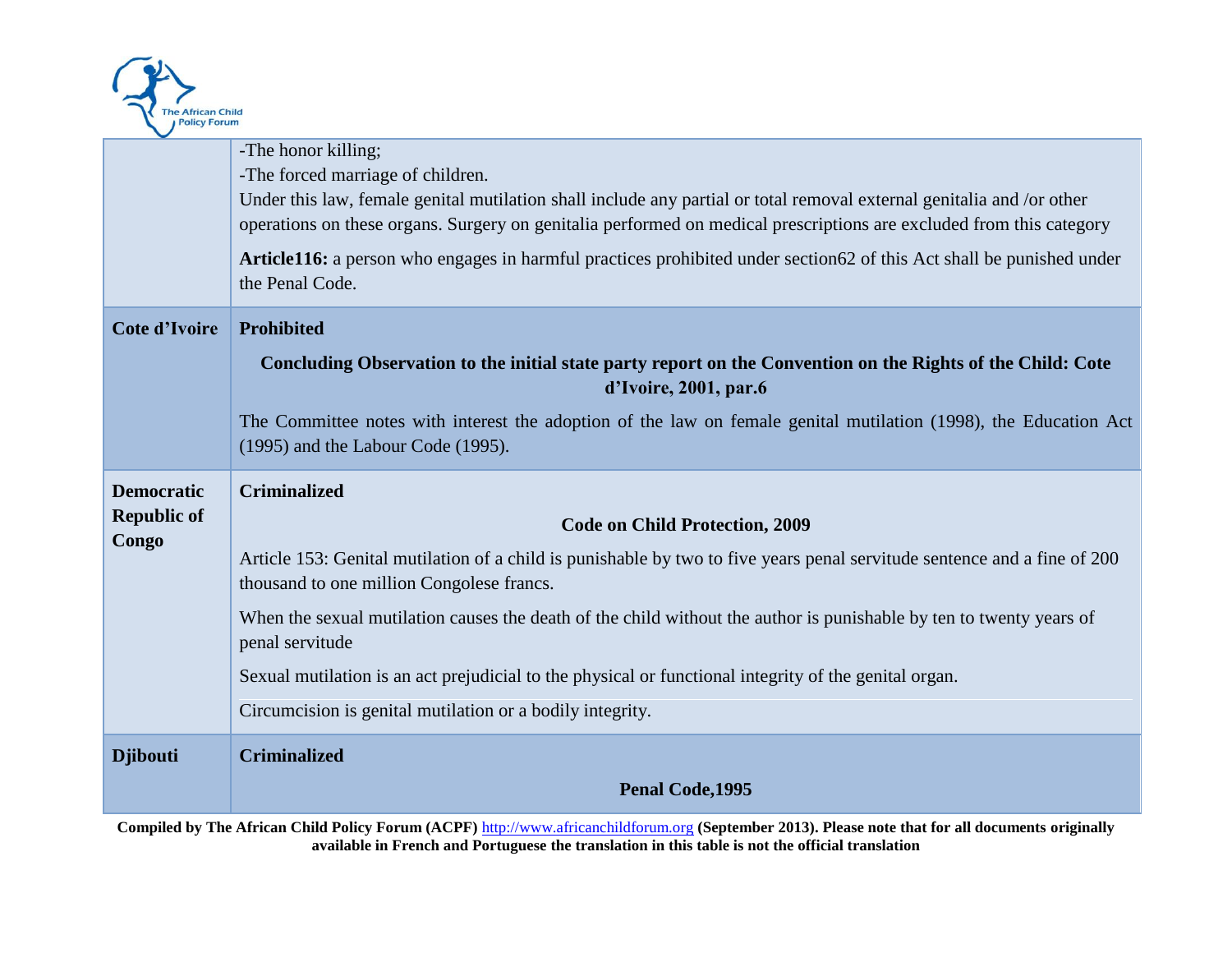| | |
|---|---|
| | -The honor killing;<br>-The forced marriage of children.<br>Under this law, female genital mutilation shall include any partial or total removal external genitalia and /or other operations on these organs. Surgery on genitalia performed on medical prescriptions are excluded from this category<br>**Article116:** a person who engages in harmful practices prohibited under section62 of this Act shall be punished under the Penal Code. |
| **Cote d'Ivoire** | **Prohibited**<br>**Concluding Observation to the initial state party report on the Convention on the Rights of the Child: Cote d'Ivoire, 2001, par.6**<br>The Committee notes with interest the adoption of the law on female genital mutilation (1998), the Education Act (1995) and the Labour Code (1995). |
| **Democratic Republic of Congo** | **Criminalized**<br>**Code on Child Protection, 2009**<br>Article 153: Genital mutilation of a child is punishable by two to five years penal servitude sentence and a fine of 200 thousand to one million Congolese francs.<br>When the sexual mutilation causes the death of the child without the author is punishable by ten to twenty years of penal servitude<br>Sexual mutilation is an act prejudicial to the physical or functional integrity of the genital organ.<br>Circumcision is genital mutilation or a bodily integrity. |
| **Djibouti** | **Criminalized**<br>**Penal Code,1995** |

**Compiled by The African Child Policy Forum (ACPF) http://www.africanchildforum.org (September 2013). Please note that for all documents originally available in French and Portuguese the translation in this table is not the official translation**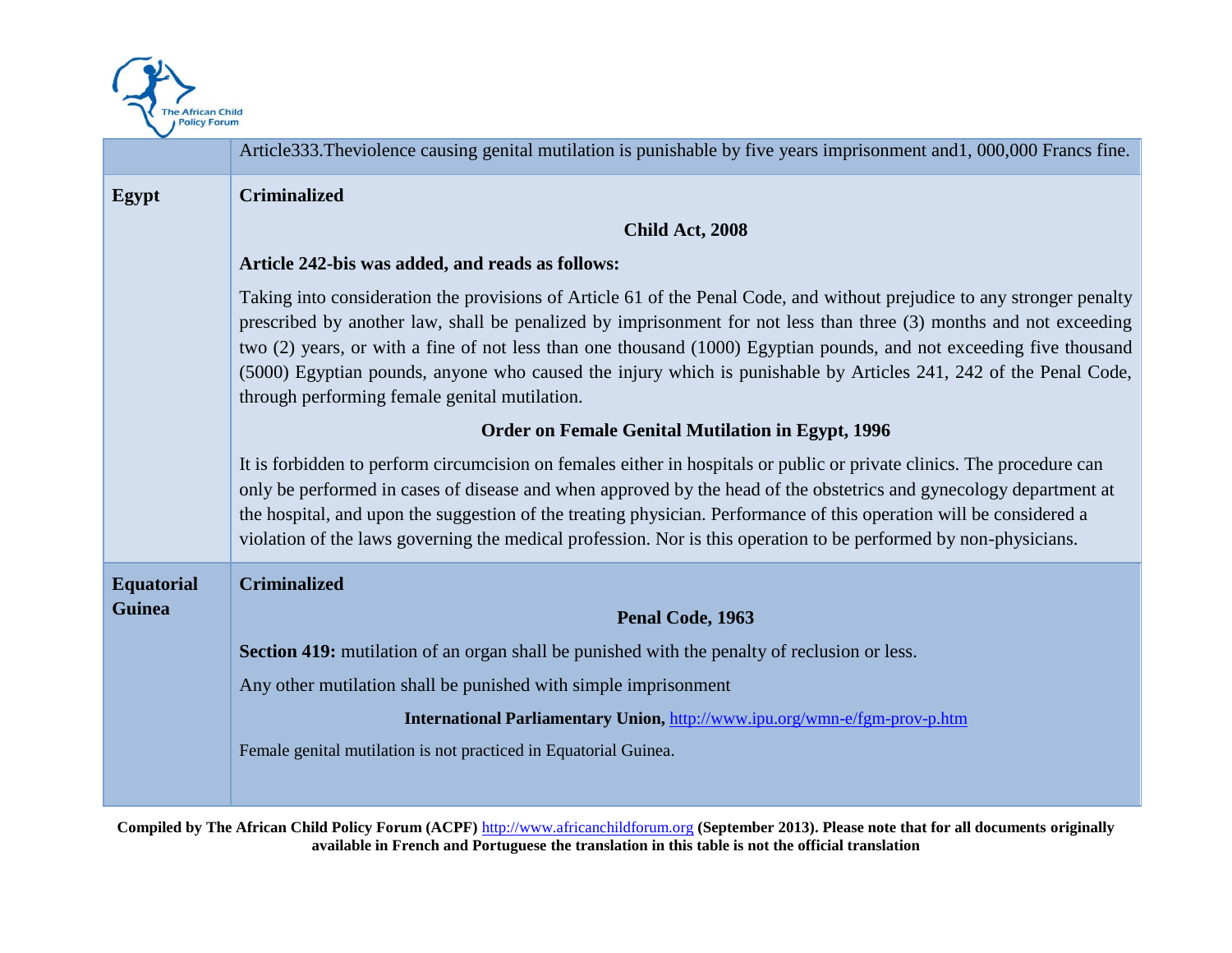| | |
|---|---|
| | Article333.Theviolence causing genital mutilation is punishable by five years imprisonment and1, 000,000 Francs fine. |
| **Egypt** | **Criminalized**<br><br>**Child Act, 2008**<br><br>**Article 242-bis was added, and reads as follows:**<br><br>Taking into consideration the provisions of Article 61 of the Penal Code, and without prejudice to any stronger penalty prescribed by another law, shall be penalized by imprisonment for not less than three (3) months and not exceeding two (2) years, or with a fine of not less than one thousand (1000) Egyptian pounds, and not exceeding five thousand (5000) Egyptian pounds, anyone who caused the injury which is punishable by Articles 241, 242 of the Penal Code, through performing female genital mutilation.<br><br>**Order on Female Genital Mutilation in Egypt, 1996**<br><br>It is forbidden to perform circumcision on females either in hospitals or public or private clinics. The procedure can only be performed in cases of disease and when approved by the head of the obstetrics and gynecology department at the hospital, and upon the suggestion of the treating physician. Performance of this operation will be considered a violation of the laws governing the medical profession. Nor is this operation to be performed by non-physicians. |
| **Equatorial Guinea** | **Criminalized**<br><br>**Penal Code, 1963**<br><br>**Section 419:** mutilation of an organ shall be punished with the penalty of reclusion or less.<br><br>Any other mutilation shall be punished with simple imprisonment<br><br>**International Parliamentary Union,** http://www.ipu.org/wmn-e/fgm-prov-p.htm<br><br>Female genital mutilation is not practiced in Equatorial Guinea. |

**Compiled by The African Child Policy Forum (ACPF)** http://www.africanchildforum.org **(September 2013). Please note that for all documents originally available in French and Portuguese the translation in this table is not the official translation**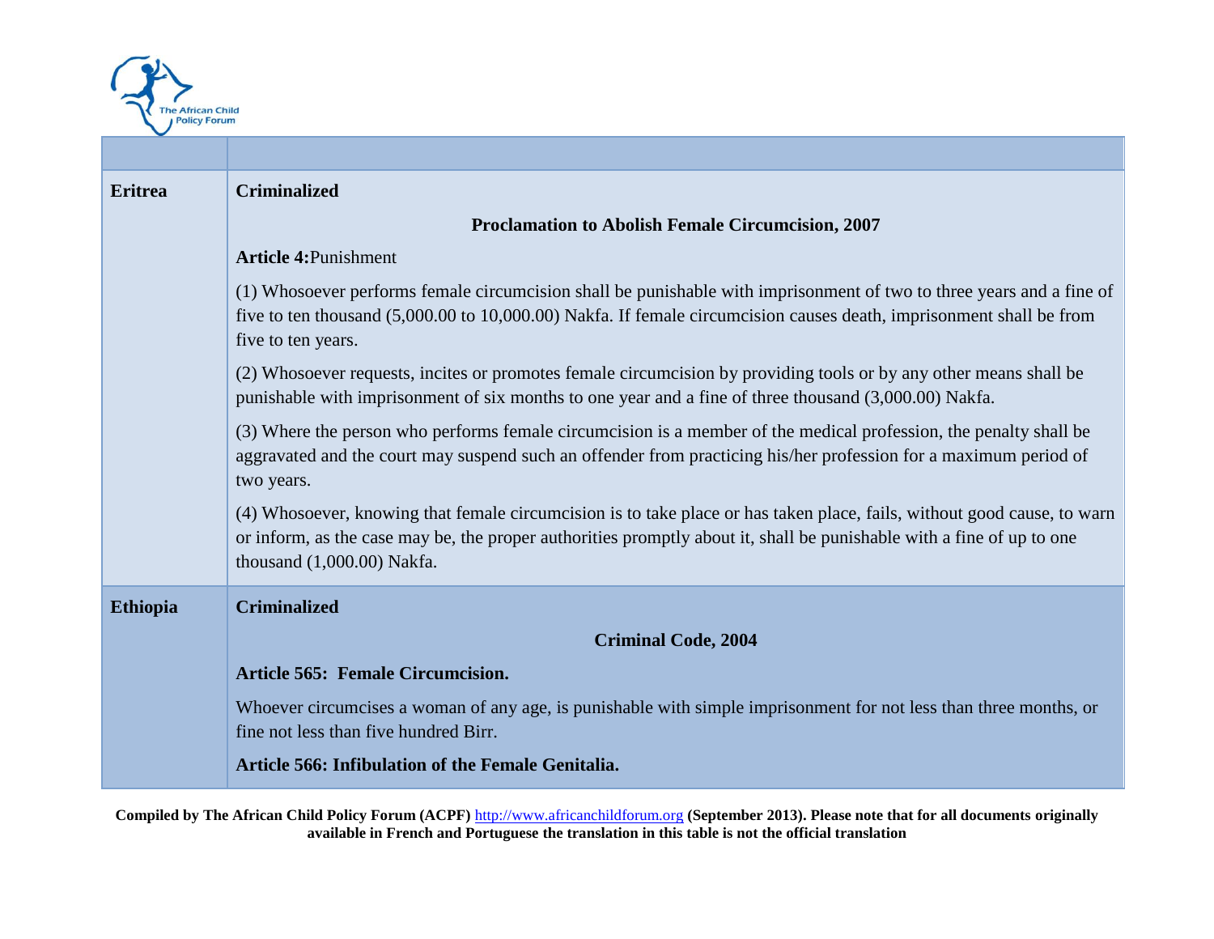| | |
|---|---|
| **Eritrea** | **Criminalized**<br><br>**Proclamation to Abolish Female Circumcision, 2007**<br><br>**Article 4:**Punishment<br><br>(1) Whosoever performs female circumcision shall be punishable with imprisonment of two to three years and a fine of five to ten thousand (5,000.00 to 10,000.00) Nakfa. If female circumcision causes death, imprisonment shall be from five to ten years.<br><br>(2) Whosoever requests, incites or promotes female circumcision by providing tools or by any other means shall be punishable with imprisonment of six months to one year and a fine of three thousand (3,000.00) Nakfa.<br><br>(3) Where the person who performs female circumcision is a member of the medical profession, the penalty shall be aggravated and the court may suspend such an offender from practicing his/her profession for a maximum period of two years.<br><br>(4) Whosoever, knowing that female circumcision is to take place or has taken place, fails, without good cause, to warn or inform, as the case may be, the proper authorities promptly about it, shall be punishable with a fine of up to one thousand (1,000.00) Nakfa. |
| **Ethiopia** | **Criminalized**<br><br>**Criminal Code, 2004**<br><br>**Article 565: Female Circumcision.**<br><br>Whoever circumcises a woman of any age, is punishable with simple imprisonment for not less than three months, or fine not less than five hundred Birr.<br><br>**Article 566: Infibulation of the Female Genitalia.** |

**Compiled by The African Child Policy Forum (ACPF) http://www.africanchildforum.org (September 2013). Please note that for all documents originally available in French and Portuguese the translation in this table is not the official translation**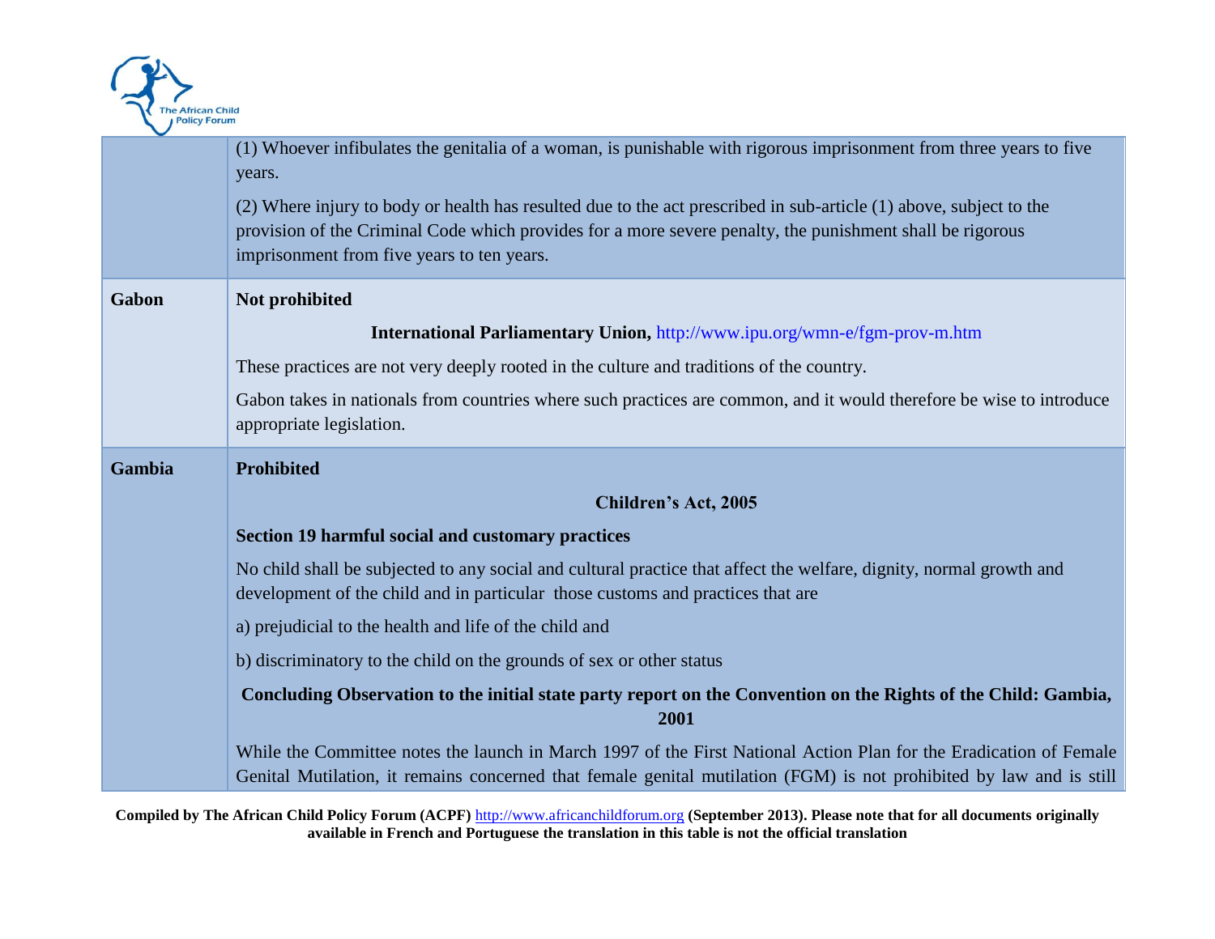| | |
|---|---|
| | (1) Whoever infibulates the genitalia of a woman, is punishable with rigorous imprisonment from three years to five years.<br><br>(2) Where injury to body or health has resulted due to the act prescribed in sub-article (1) above, subject to the provision of the Criminal Code which provides for a more severe penalty, the punishment shall be rigorous imprisonment from five years to ten years. |
| **Gabon** | **Not prohibited**<br><br>**International Parliamentary Union,** http://www.ipu.org/wmn-e/fgm-prov-m.htm<br><br>These practices are not very deeply rooted in the culture and traditions of the country.<br><br>Gabon takes in nationals from countries where such practices are common, and it would therefore be wise to introduce appropriate legislation. |
| **Gambia** | **Prohibited**<br><br>**Children's Act, 2005**<br><br>**Section 19 harmful social and customary practices**<br><br>No child shall be subjected to any social and cultural practice that affect the welfare, dignity, normal growth and development of the child and in particular those customs and practices that are<br><br>a) prejudicial to the health and life of the child and<br><br>b) discriminatory to the child on the grounds of sex or other status<br><br>**Concluding Observation to the initial state party report on the Convention on the Rights of the Child: Gambia, 2001**<br><br>While the Committee notes the launch in March 1997 of the First National Action Plan for the Eradication of Female Genital Mutilation, it remains concerned that female genital mutilation (FGM) is not prohibited by law and is still |

Compiled by The African Child Policy Forum (ACPF) http://www.africanchildforum.org (September 2013). Please note that for all documents originally available in French and Portuguese the translation in this table is not the official translation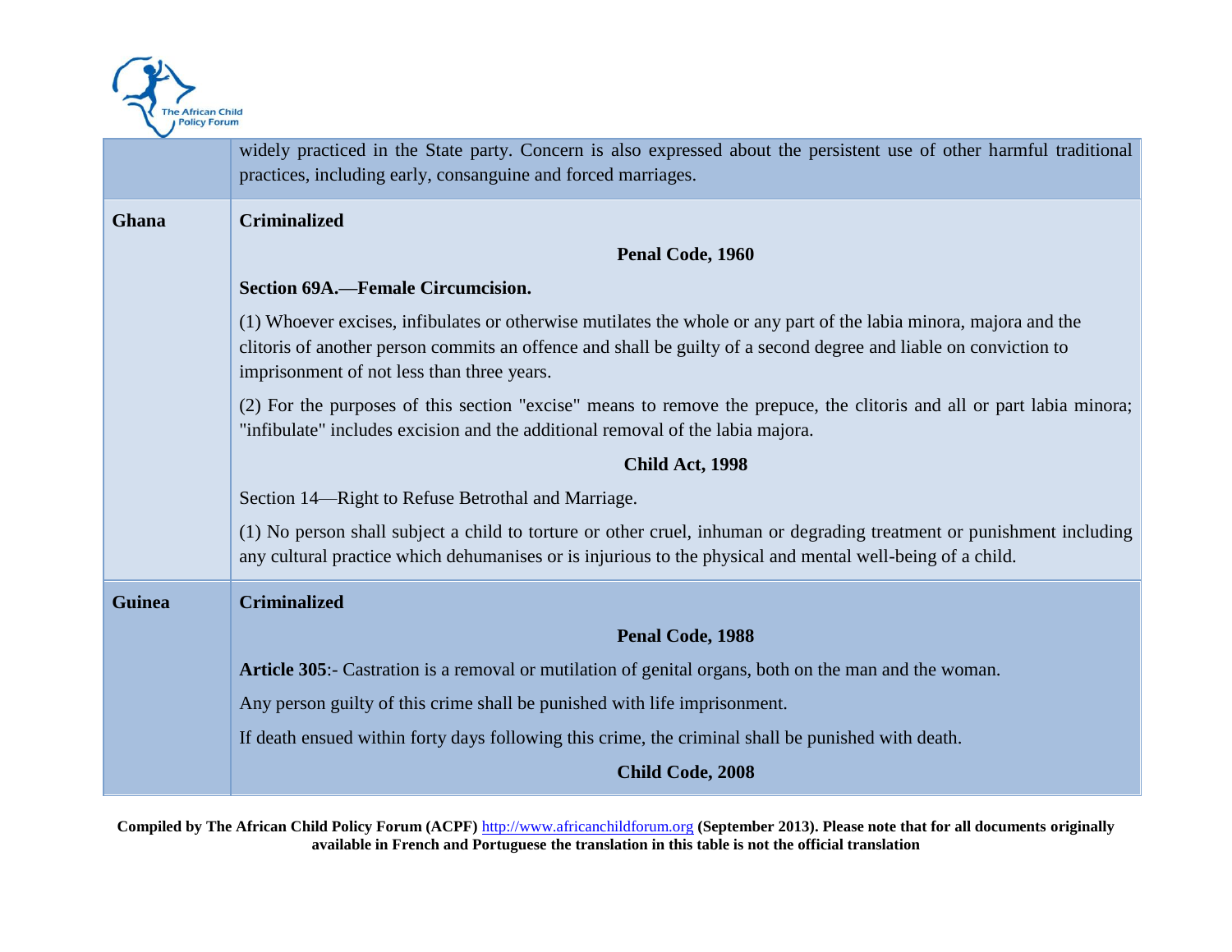| | |
|---|---|
| | widely practiced in the State party. Concern is also expressed about the persistent use of other harmful traditional practices, including early, consanguine and forced marriages. |
| **Ghana** | **Criminalized**<br><br>**Penal Code, 1960**<br><br>**Section 69A.—Female Circumcision.**<br><br>(1) Whoever excises, infibulates or otherwise mutilates the whole or any part of the labia minora, majora and the clitoris of another person commits an offence and shall be guilty of a second degree and liable on conviction to imprisonment of not less than three years.<br><br>(2) For the purposes of this section "excise" means to remove the prepuce, the clitoris and all or part labia minora; "infibulate" includes excision and the additional removal of the labia majora.<br><br>**Child Act, 1998**<br><br>Section 14—Right to Refuse Betrothal and Marriage.<br><br>(1) No person shall subject a child to torture or other cruel, inhuman or degrading treatment or punishment including any cultural practice which dehumanises or is injurious to the physical and mental well-being of a child. |
| **Guinea** | **Criminalized**<br><br>**Penal Code, 1988**<br><br>**Article 305**:- Castration is a removal or mutilation of genital organs, both on the man and the woman.<br><br>Any person guilty of this crime shall be punished with life imprisonment.<br><br>If death ensued within forty days following this crime, the criminal shall be punished with death.<br><br>**Child Code, 2008** |

**Compiled by The African Child Policy Forum (ACPF) http://www.africanchildforum.org (September 2013). Please note that for all documents originally available in French and Portuguese the translation in this table is not the official translation**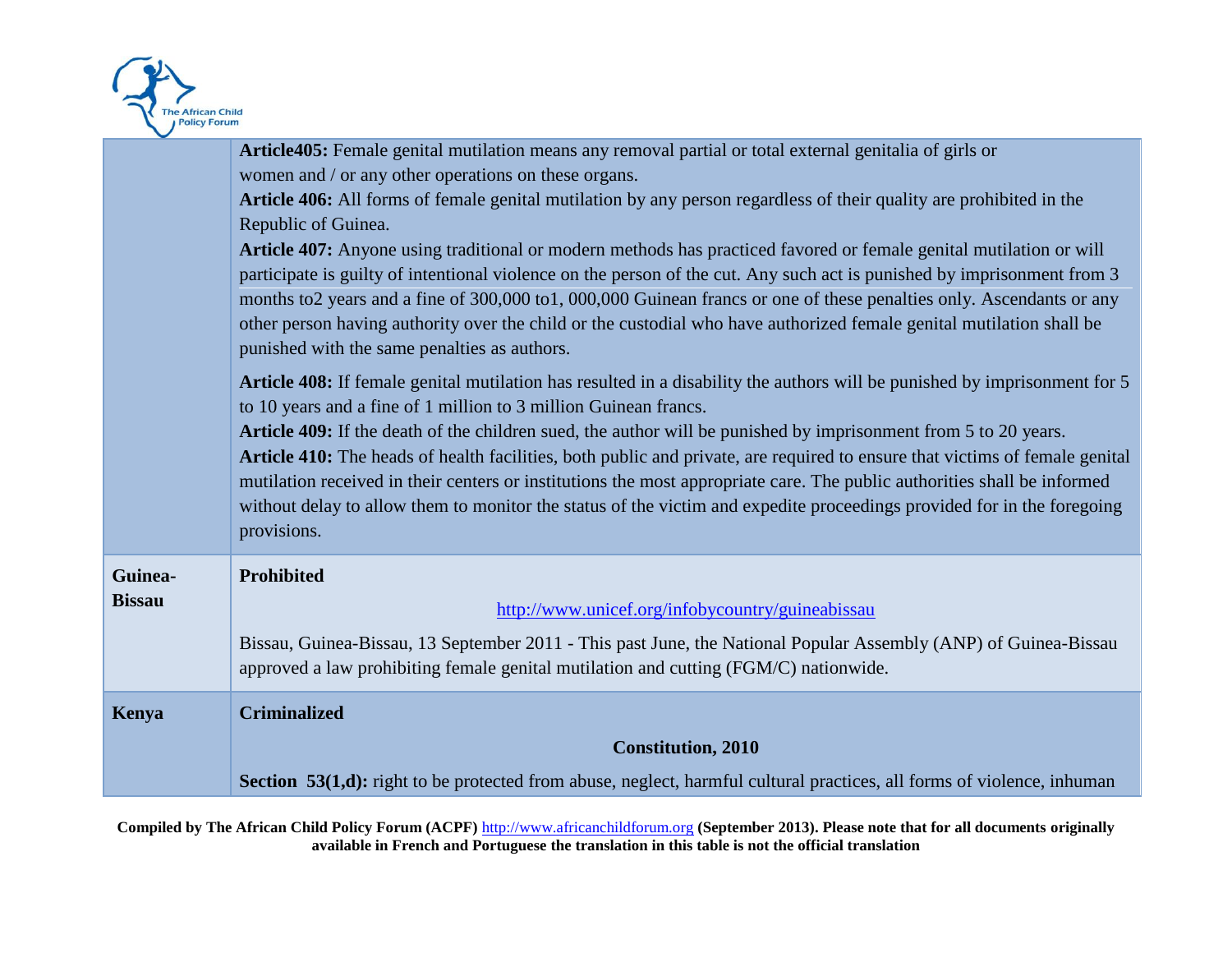| | |
|---|---|
| | **Article405:** Female genital mutilation means any removal partial or total external genitalia of girls or women and / or any other operations on these organs.<br>**Article 406:** All forms of female genital mutilation by any person regardless of their quality are prohibited in the Republic of Guinea.<br>**Article 407:** Anyone using traditional or modern methods has practiced favored or female genital mutilation or will participate is guilty of intentional violence on the person of the cut. Any such act is punished by imprisonment from 3 months to2 years and a fine of 300,000 to1, 000,000 Guinean francs or one of these penalties only. Ascendants or any other person having authority over the child or the custodial who have authorized female genital mutilation shall be punished with the same penalties as authors.<br>**Article 408:** If female genital mutilation has resulted in a disability the authors will be punished by imprisonment for 5 to 10 years and a fine of 1 million to 3 million Guinean francs.<br>**Article 409:** If the death of the children sued, the author will be punished by imprisonment from 5 to 20 years.<br>**Article 410:** The heads of health facilities, both public and private, are required to ensure that victims of female genital mutilation received in their centers or institutions the most appropriate care. The public authorities shall be informed without delay to allow them to monitor the status of the victim and expedite proceedings provided for in the foregoing provisions. |
| **Guinea-Bissau** | **Prohibited**<br>http://www.unicef.org/infobycountry/guineabissau<br>Bissau, Guinea-Bissau, 13 September 2011 - This past June, the National Popular Assembly (ANP) of Guinea-Bissau approved a law prohibiting female genital mutilation and cutting (FGM/C) nationwide. |
| **Kenya** | **Criminalized**<br>**Constitution, 2010**<br>**Section 53(1,d):** right to be protected from abuse, neglect, harmful cultural practices, all forms of violence, inhuman |

Compiled by The African Child Policy Forum (ACPF) http://www.africanchildforum.org (September 2013). Please note that for all documents originally available in French and Portuguese the translation in this table is not the official translation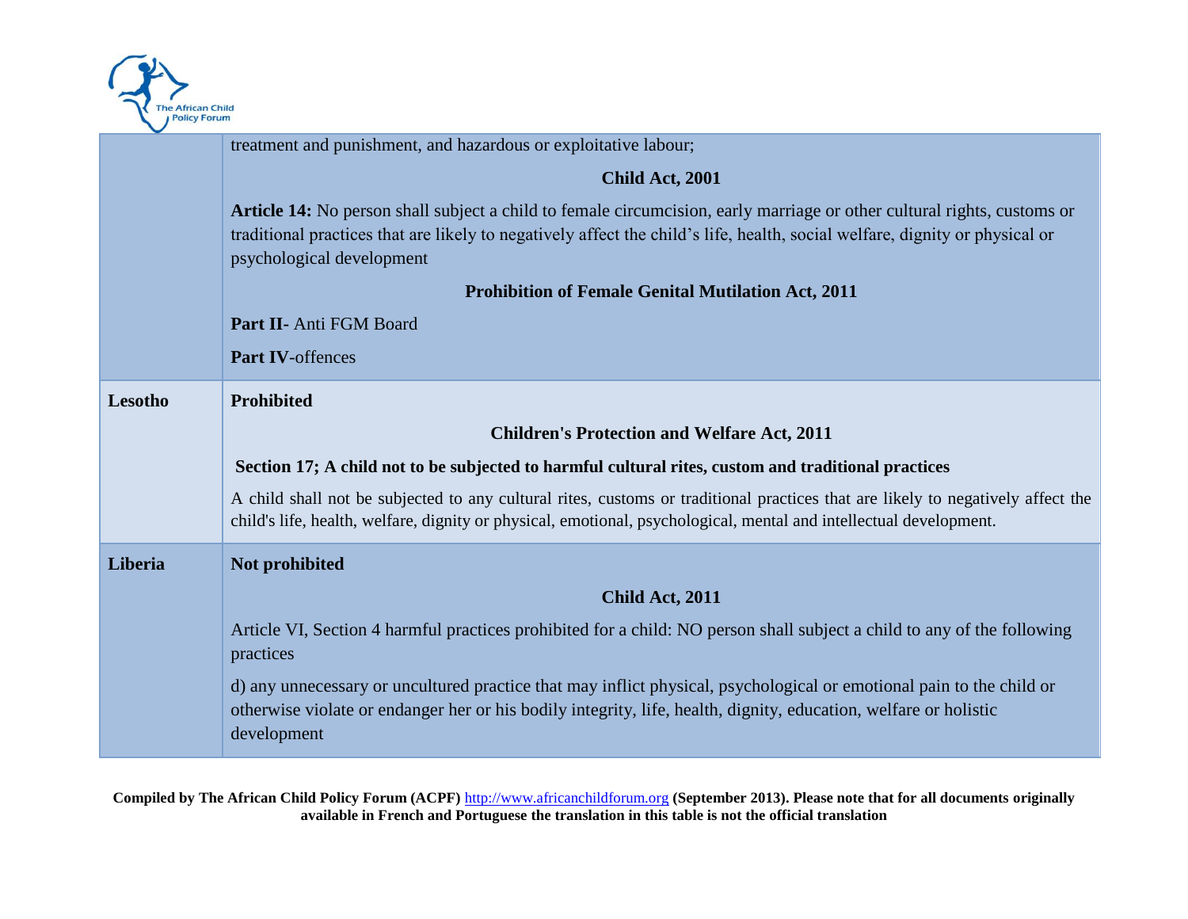| | |
|---|---|
| | treatment and punishment, and hazardous or exploitative labour;<br><br>**Child Act, 2001**<br><br>**Article 14:** No person shall subject a child to female circumcision, early marriage or other cultural rights, customs or traditional practices that are likely to negatively affect the child's life, health, social welfare, dignity or physical or psychological development<br><br>**Prohibition of Female Genital Mutilation Act, 2011**<br><br>**Part II-** Anti FGM Board<br><br>**Part IV**-offences |
| **Lesotho** | **Prohibited**<br><br>**Children's Protection and Welfare Act, 2011**<br><br>**Section 17; A child not to be subjected to harmful cultural rites, custom and traditional practices**<br><br>A child shall not be subjected to any cultural rites, customs or traditional practices that are likely to negatively affect the child's life, health, welfare, dignity or physical, emotional, psychological, mental and intellectual development. |
| **Liberia** | **Not prohibited**<br><br>**Child Act, 2011**<br><br>Article VI, Section 4 harmful practices prohibited for a child: NO person shall subject a child to any of the following practices<br><br>d) any unnecessary or uncultured practice that may inflict physical, psychological or emotional pain to the child or otherwise violate or endanger her or his bodily integrity, life, health, dignity, education, welfare or holistic development |

**Compiled by The African Child Policy Forum (ACPF)** http://www.africanchildforum.org **(September 2013). Please note that for all documents originally available in French and Portuguese the translation in this table is not the official translation**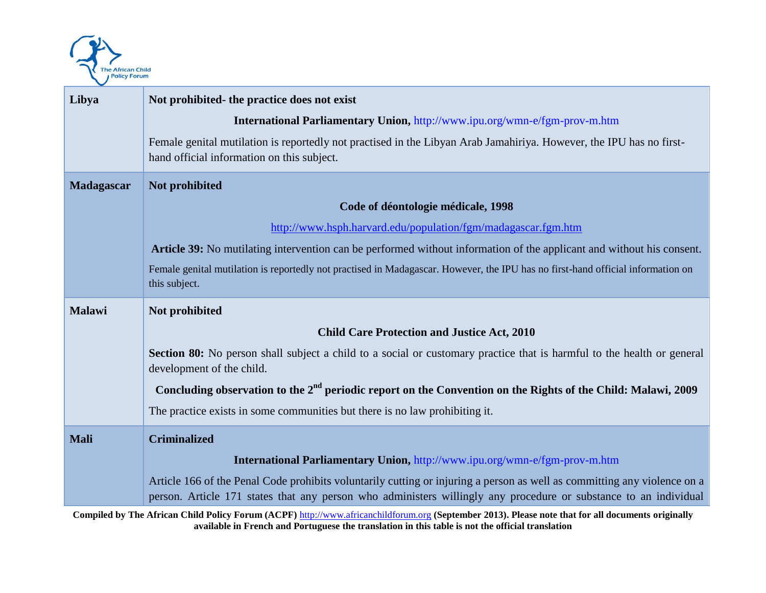| | |
|---|---|
| **Libya** | **Not prohibited- the practice does not exist**<br><br>**International Parliamentary Union,** http://www.ipu.org/wmn-e/fgm-prov-m.htm<br><br>Female genital mutilation is reportedly not practised in the Libyan Arab Jamahiriya. However, the IPU has no first-hand official information on this subject. |
| **Madagascar** | **Not prohibited**<br><br>**Code of déontologie médicale, 1998**<br><br>http://www.hsph.harvard.edu/population/fgm/madagascar.fgm.htm<br><br>**Article 39:** No mutilating intervention can be performed without information of the applicant and without his consent.<br><br>Female genital mutilation is reportedly not practised in Madagascar. However, the IPU has no first-hand official information on this subject. |
| **Malawi** | **Not prohibited**<br><br>**Child Care Protection and Justice Act, 2010**<br><br>**Section 80:** No person shall subject a child to a social or customary practice that is harmful to the health or general development of the child.<br><br>**Concluding observation to the 2nd periodic report on the Convention on the Rights of the Child: Malawi, 2009**<br><br>The practice exists in some communities but there is no law prohibiting it. |
| **Mali** | **Criminalized**<br><br>**International Parliamentary Union,** http://www.ipu.org/wmn-e/fgm-prov-m.htm<br><br>Article 166 of the Penal Code prohibits voluntarily cutting or injuring a person as well as committing any violence on a person. Article 171 states that any person who administers willingly any procedure or substance to an individual |

**Compiled by The African Child Policy Forum (ACPF) http://www.africanchildforum.org (September 2013). Please note that for all documents originally available in French and Portuguese the translation in this table is not the official translation**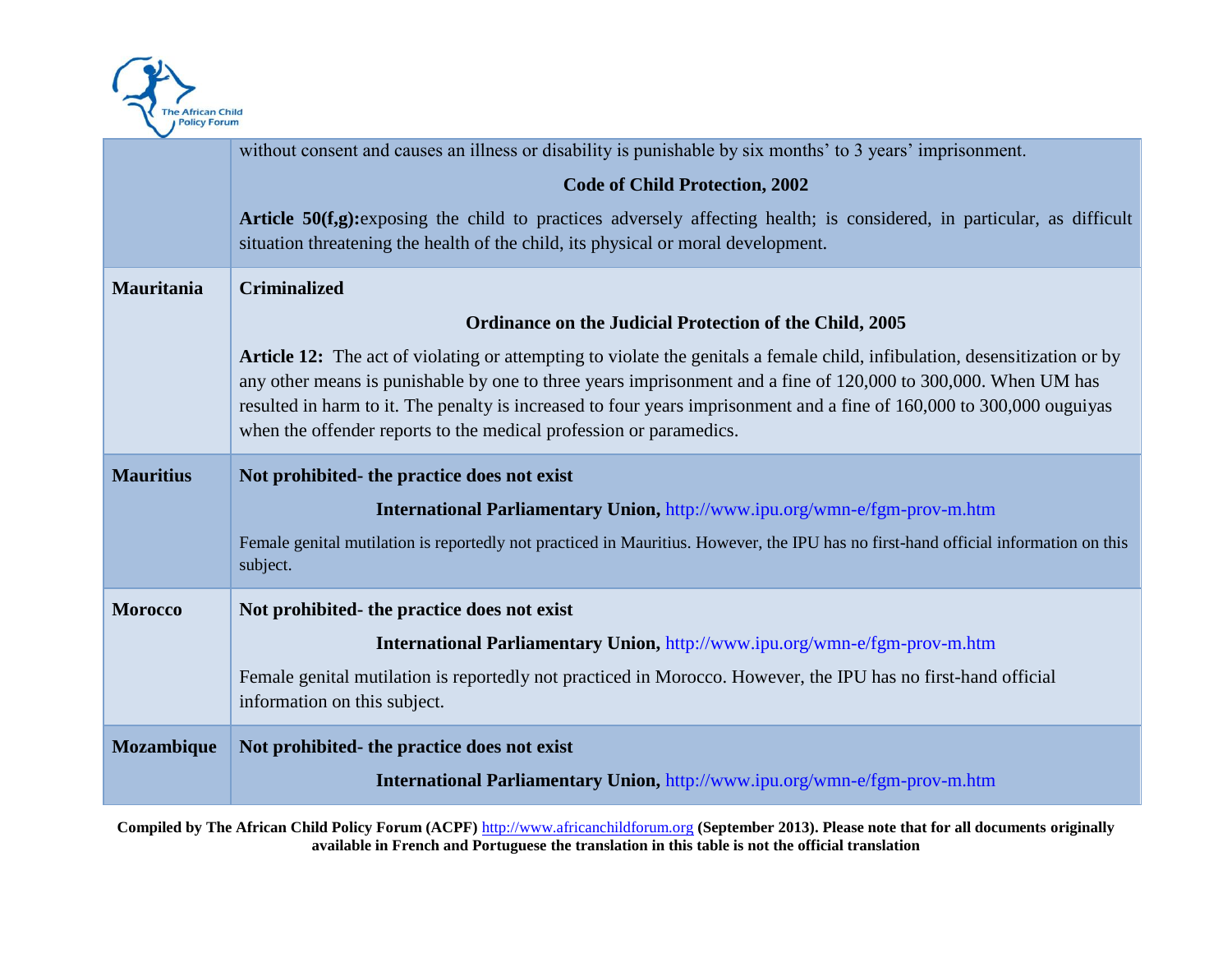| | |
|---|---|
| | without consent and causes an illness or disability is punishable by six months' to 3 years' imprisonment.<br>**Code of Child Protection, 2002**<br>**Article 50(f,g):**exposing the child to practices adversely affecting health; is considered, in particular, as difficult situation threatening the health of the child, its physical or moral development. |
| **Mauritania** | **Criminalized**<br>**Ordinance on the Judicial Protection of the Child, 2005**<br>**Article 12:** The act of violating or attempting to violate the genitals a female child, infibulation, desensitization or by any other means is punishable by one to three years imprisonment and a fine of 120,000 to 300,000. When UM has resulted in harm to it. The penalty is increased to four years imprisonment and a fine of 160,000 to 300,000 ouguiyas when the offender reports to the medical profession or paramedics. |
| **Mauritius** | **Not prohibited- the practice does not exist**<br>**International Parliamentary Union,** http://www.ipu.org/wmn-e/fgm-prov-m.htm<br>Female genital mutilation is reportedly not practiced in Mauritius. However, the IPU has no first-hand official information on this subject. |
| **Morocco** | **Not prohibited- the practice does not exist**<br>**International Parliamentary Union,** http://www.ipu.org/wmn-e/fgm-prov-m.htm<br>Female genital mutilation is reportedly not practiced in Morocco. However, the IPU has no first-hand official information on this subject. |
| **Mozambique** | **Not prohibited- the practice does not exist**<br>**International Parliamentary Union,** http://www.ipu.org/wmn-e/fgm-prov-m.htm |

**Compiled by The African Child Policy Forum (ACPF)** http://www.africanchildforum.org **(September 2013). Please note that for all documents originally available in French and Portuguese the translation in this table is not the official translation**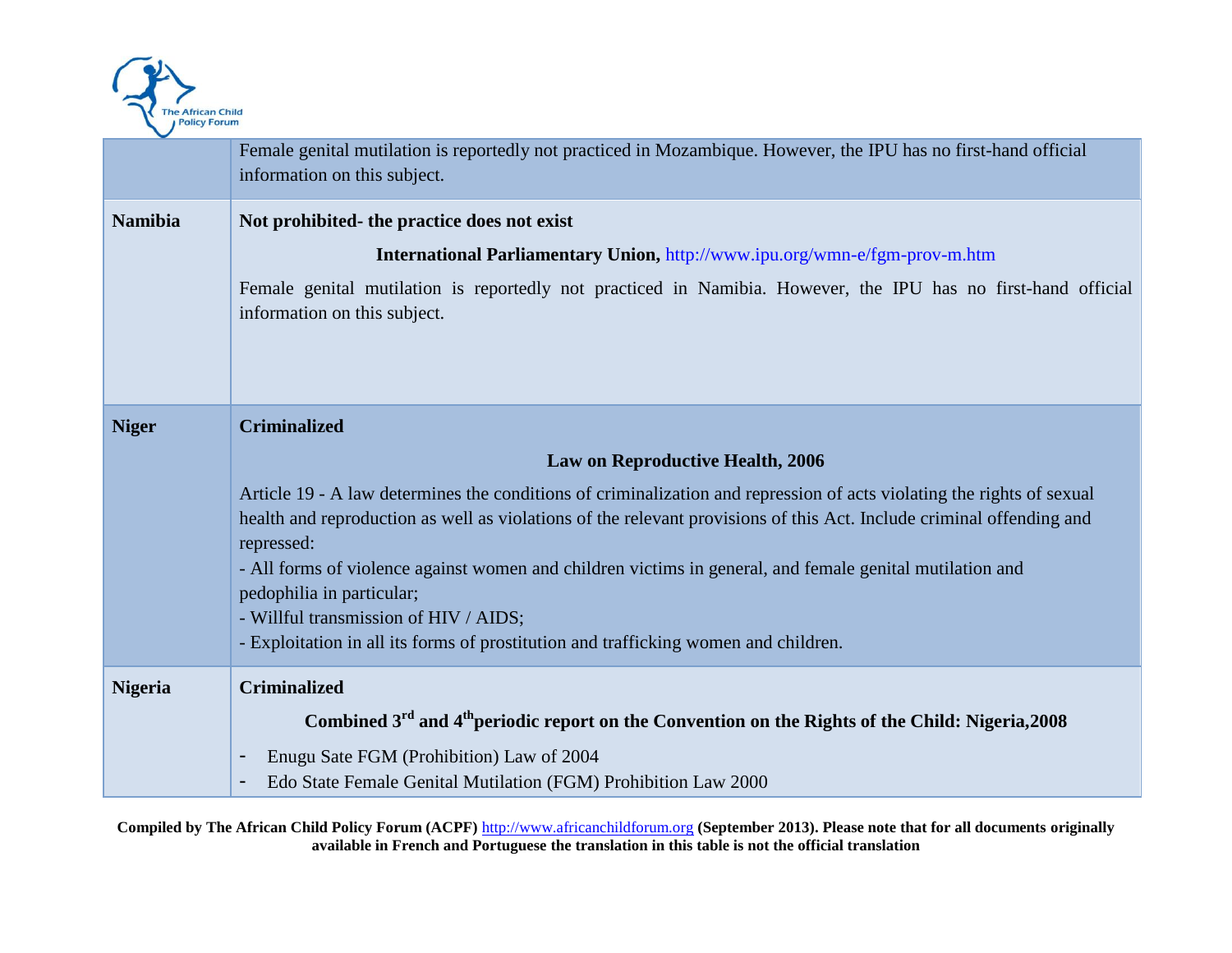| | |
|---|---|
| | Female genital mutilation is reportedly not practiced in Mozambique. However, the IPU has no first-hand official information on this subject. |
| **Namibia** | **Not prohibited- the practice does not exist**<br><br>**International Parliamentary Union,** http://www.ipu.org/wmn-e/fgm-prov-m.htm<br><br>Female genital mutilation is reportedly not practiced in Namibia. However, the IPU has no first-hand official information on this subject. |
| **Niger** | **Criminalized**<br><br>**Law on Reproductive Health, 2006**<br><br>Article 19 - A law determines the conditions of criminalization and repression of acts violating the rights of sexual health and reproduction as well as violations of the relevant provisions of this Act. Include criminal offending and repressed:<br>- All forms of violence against women and children victims in general, and female genital mutilation and pedophilia in particular;<br>- Willful transmission of HIV / AIDS;<br>- Exploitation in all its forms of prostitution and trafficking women and children. |
| **Nigeria** | **Criminalized**<br><br>**Combined 3rd and 4th periodic report on the Convention on the Rights of the Child: Nigeria,2008**<br><br>- Enugu Sate FGM (Prohibition) Law of 2004<br>- Edo State Female Genital Mutilation (FGM) Prohibition Law 2000 |

**Compiled by The African Child Policy Forum (ACPF)** http://www.africanchildforum.org **(September 2013). Please note that for all documents originally available in French and Portuguese the translation in this table is not the official translation**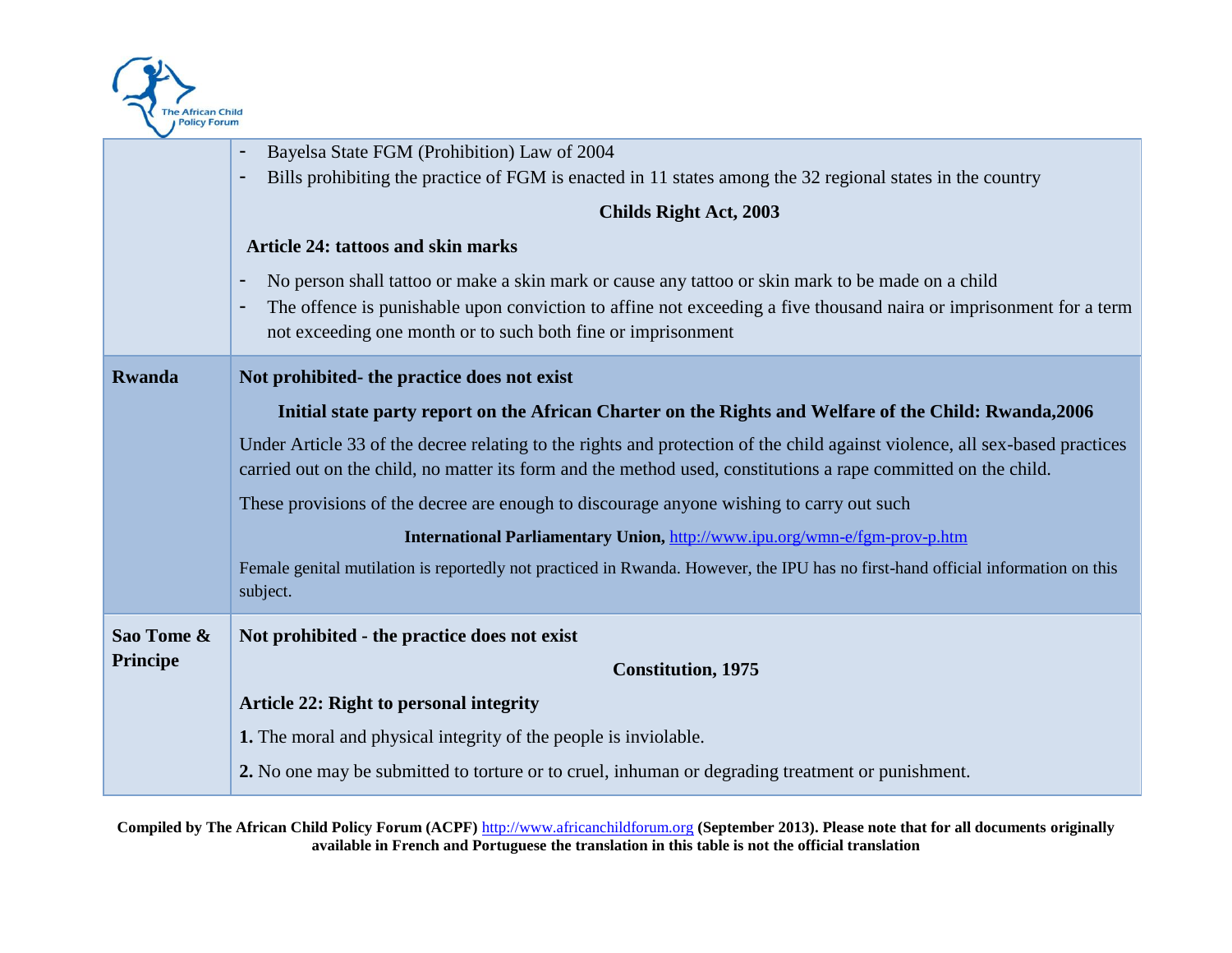| | |
|---|---|
| | - Bayelsa State FGM (Prohibition) Law of 2004<br>- Bills prohibiting the practice of FGM is enacted in 11 states among the 32 regional states in the country<br><br>**Childs Right Act, 2003**<br><br>**Article 24: tattoos and skin marks**<br><br>- No person shall tattoo or make a skin mark or cause any tattoo or skin mark to be made on a child<br>- The offence is punishable upon conviction to affine not exceeding a five thousand naira or imprisonment for a term not exceeding one month or to such both fine or imprisonment |
| **Rwanda** | **Not prohibited- the practice does not exist**<br><br>**Initial state party report on the African Charter on the Rights and Welfare of the Child: Rwanda,2006**<br><br>Under Article 33 of the decree relating to the rights and protection of the child against violence, all sex-based practices carried out on the child, no matter its form and the method used, constitutions a rape committed on the child.<br><br>These provisions of the decree are enough to discourage anyone wishing to carry out such<br><br>**International Parliamentary Union,** http://www.ipu.org/wmn-e/fgm-prov-p.htm<br><br>Female genital mutilation is reportedly not practiced in Rwanda. However, the IPU has no first-hand official information on this subject. |
| **Sao Tome & Principe** | **Not prohibited - the practice does not exist**<br><br>**Constitution, 1975**<br><br>**Article 22: Right to personal integrity**<br><br>**1.** The moral and physical integrity of the people is inviolable.<br><br>**2.** No one may be submitted to torture or to cruel, inhuman or degrading treatment or punishment. |

**Compiled by The African Child Policy Forum (ACPF)** http://www.africanchildforum.org **(September 2013). Please note that for all documents originally available in French and Portuguese the translation in this table is not the official translation**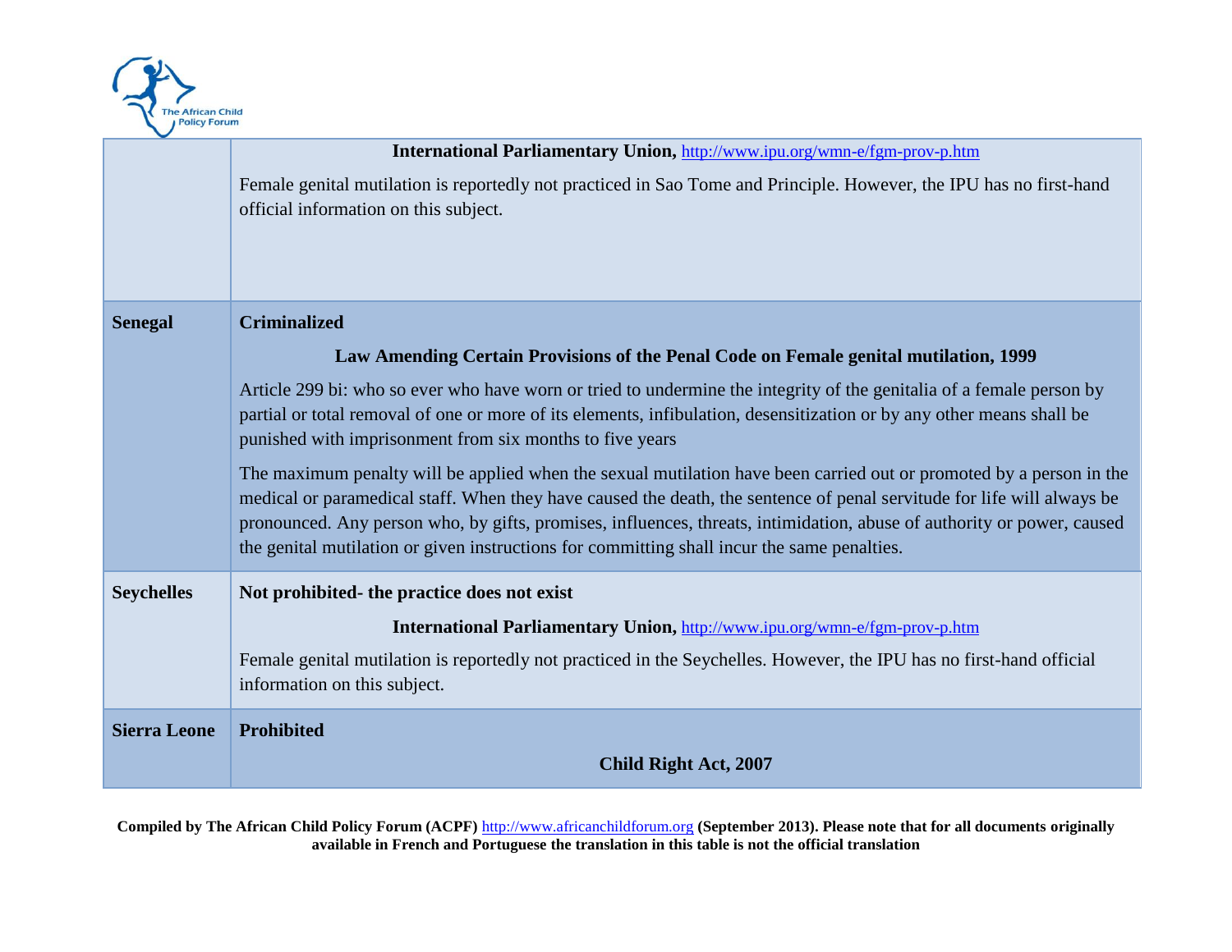| | |
|---|---|
| | **International Parliamentary Union,** http://www.ipu.org/wmn-e/fgm-prov-p.htm<br><br>Female genital mutilation is reportedly not practiced in Sao Tome and Principle. However, the IPU has no first-hand official information on this subject. |
| **Senegal** | **Criminalized**<br><br>**Law Amending Certain Provisions of the Penal Code on Female genital mutilation, 1999**<br><br>Article 299 bi: who so ever who have worn or tried to undermine the integrity of the genitalia of a female person by partial or total removal of one or more of its elements, infibulation, desensitization or by any other means shall be punished with imprisonment from six months to five years<br><br>The maximum penalty will be applied when the sexual mutilation have been carried out or promoted by a person in the medical or paramedical staff. When they have caused the death, the sentence of penal servitude for life will always be pronounced. Any person who, by gifts, promises, influences, threats, intimidation, abuse of authority or power, caused the genital mutilation or given instructions for committing shall incur the same penalties. |
| **Seychelles** | **Not prohibited- the practice does not exist**<br><br>**International Parliamentary Union,** http://www.ipu.org/wmn-e/fgm-prov-p.htm<br><br>Female genital mutilation is reportedly not practiced in the Seychelles. However, the IPU has no first-hand official information on this subject. |
| **Sierra Leone** | **Prohibited**<br><br>**Child Right Act, 2007** |

**Compiled by The African Child Policy Forum (ACPF)** http://www.africanchildforum.org **(September 2013). Please note that for all documents originally available in French and Portuguese the translation in this table is not the official translation**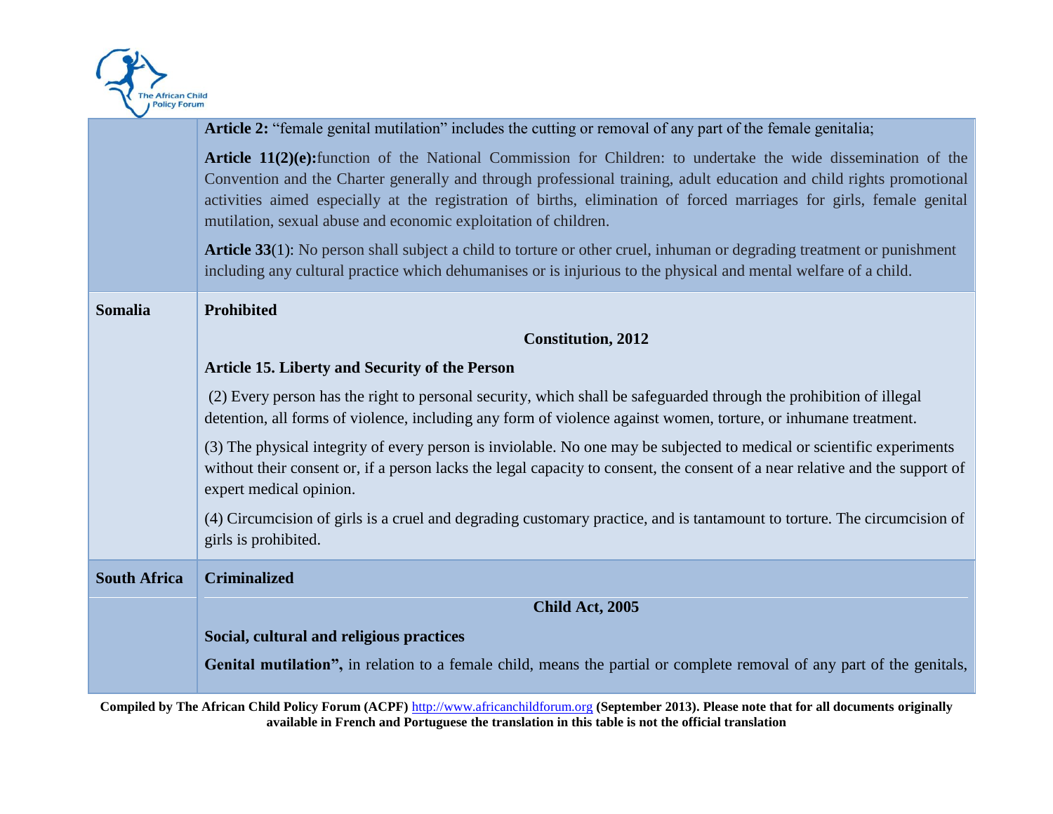| | |
|---|---|
| | **Article 2:** "female genital mutilation" includes the cutting or removal of any part of the female genitalia;<br><br>**Article 11(2)(e):**function of the National Commission for Children: to undertake the wide dissemination of the Convention and the Charter generally and through professional training, adult education and child rights promotional activities aimed especially at the registration of births, elimination of forced marriages for girls, female genital mutilation, sexual abuse and economic exploitation of children.<br><br>**Article 33**(1): No person shall subject a child to torture or other cruel, inhuman or degrading treatment or punishment including any cultural practice which dehumanises or is injurious to the physical and mental welfare of a child. |
| **Somalia** | **Prohibited**<br><br>**Constitution, 2012**<br><br>**Article 15. Liberty and Security of the Person**<br><br>(2) Every person has the right to personal security, which shall be safeguarded through the prohibition of illegal detention, all forms of violence, including any form of violence against women, torture, or inhumane treatment.<br><br>(3) The physical integrity of every person is inviolable. No one may be subjected to medical or scientific experiments without their consent or, if a person lacks the legal capacity to consent, the consent of a near relative and the support of expert medical opinion.<br><br>(4) Circumcision of girls is a cruel and degrading customary practice, and is tantamount to torture. The circumcision of girls is prohibited. |
| **South Africa** | **Criminalized**<br><br>**Child Act, 2005**<br><br>**Social, cultural and religious practices**<br><br>**Genital mutilation",** in relation to a female child, means the partial or complete removal of any part of the genitals, |

Compiled by The African Child Policy Forum (ACPF) http://www.africanchildforum.org (September 2013). Please note that for all documents originally available in French and Portuguese the translation in this table is not the official translation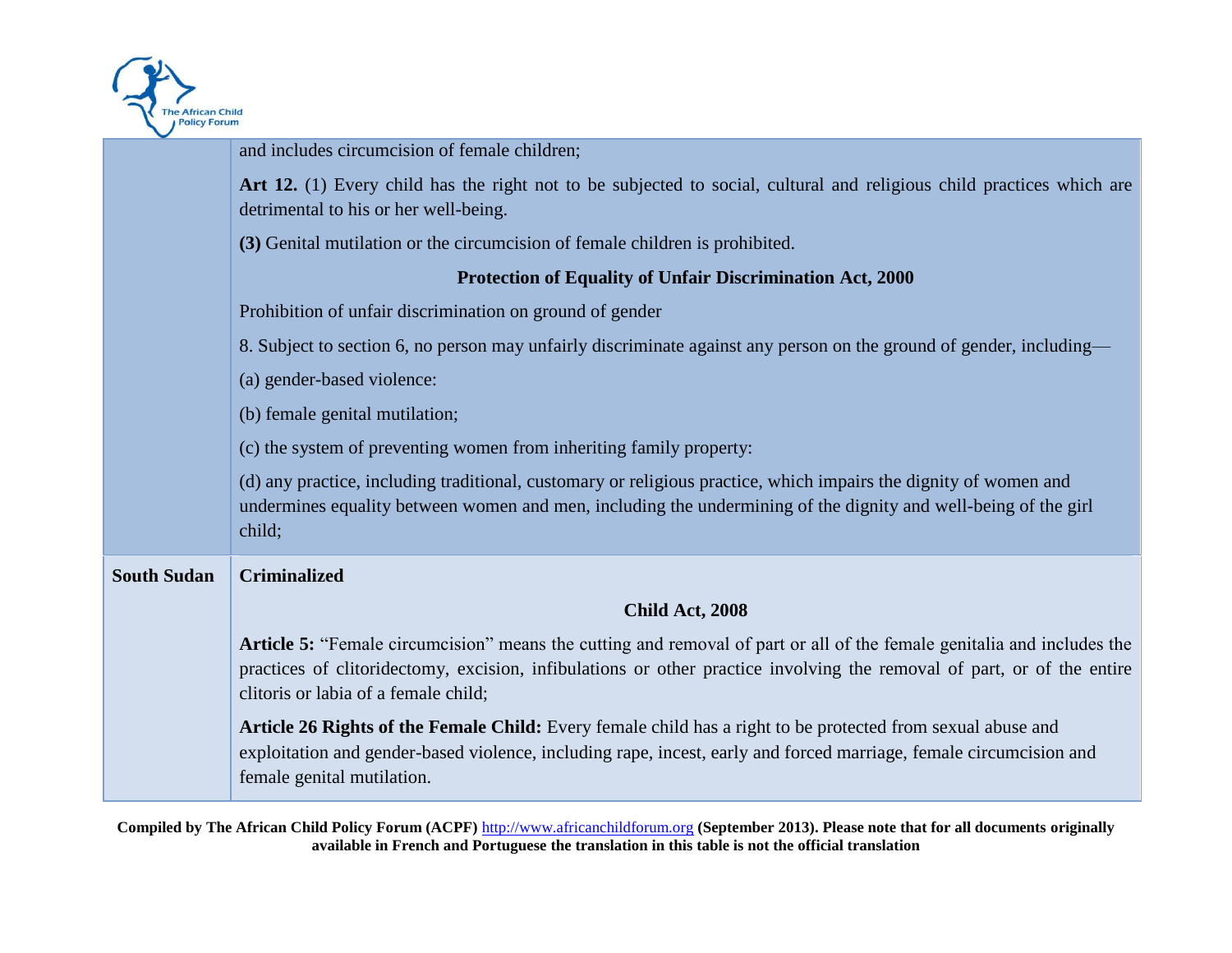| | |
|---|---|
| | and includes circumcision of female children;<br><br>**Art 12.** (1) Every child has the right not to be subjected to social, cultural and religious child practices which are detrimental to his or her well-being.<br><br>**(3)** Genital mutilation or the circumcision of female children is prohibited.<br><br>**Protection of Equality of Unfair Discrimination Act, 2000**<br><br>Prohibition of unfair discrimination on ground of gender<br><br>8. Subject to section 6, no person may unfairly discriminate against any person on the ground of gender, including—<br><br>(a) gender-based violence:<br><br>(b) female genital mutilation;<br><br>(c) the system of preventing women from inheriting family property:<br><br>(d) any practice, including traditional, customary or religious practice, which impairs the dignity of women and undermines equality between women and men, including the undermining of the dignity and well-being of the girl child; |
| **South Sudan** | **Criminalized**<br><br>**Child Act, 2008**<br><br>**Article 5:** "Female circumcision" means the cutting and removal of part or all of the female genitalia and includes the practices of clitoridectomy, excision, infibulations or other practice involving the removal of part, or of the entire clitoris or labia of a female child;<br><br>**Article 26 Rights of the Female Child:** Every female child has a right to be protected from sexual abuse and exploitation and gender-based violence, including rape, incest, early and forced marriage, female circumcision and female genital mutilation. |

**Compiled by The African Child Policy Forum (ACPF)** http://www.africanchildforum.org **(September 2013). Please note that for all documents originally available in French and Portuguese the translation in this table is not the official translation**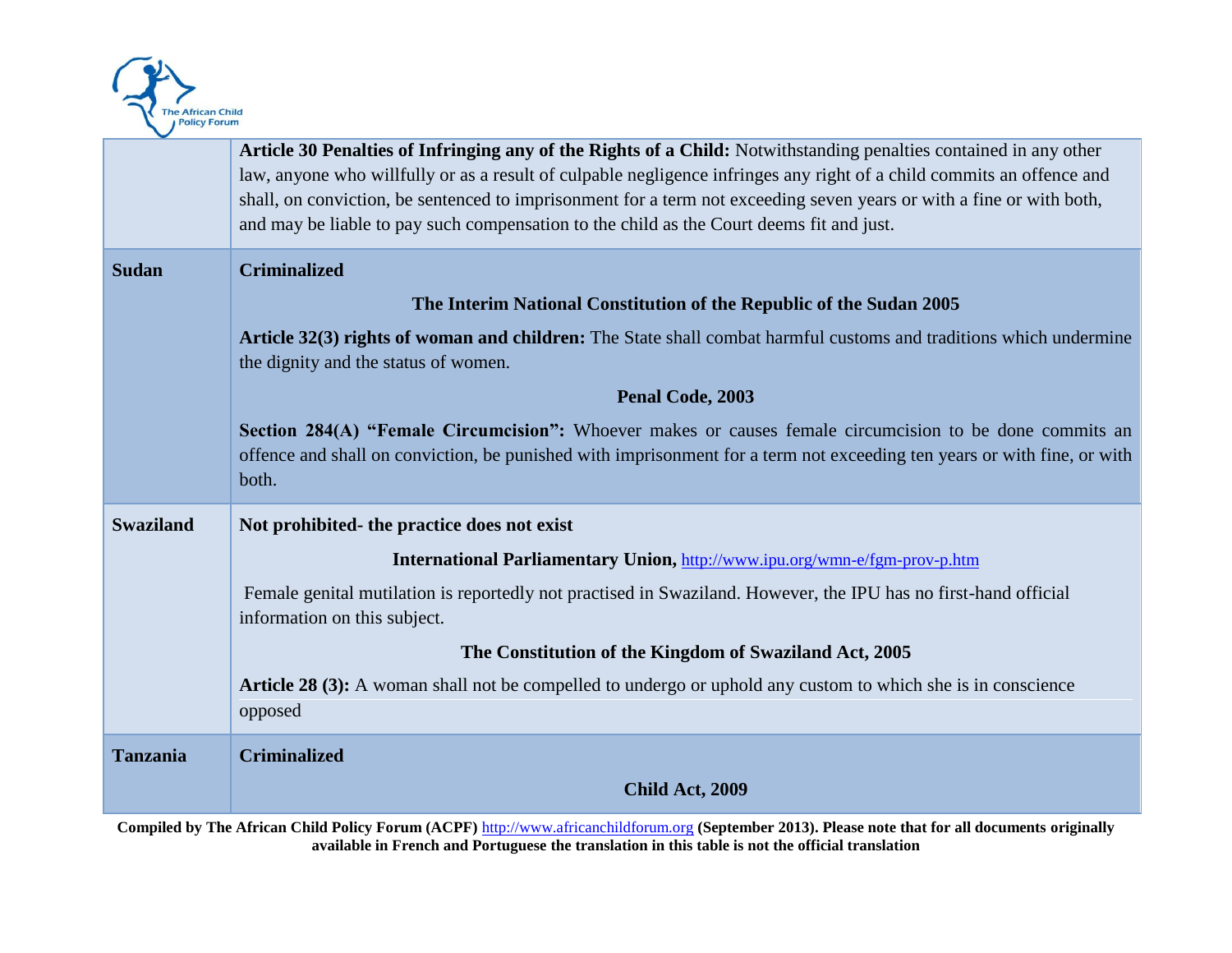| | |
|---|---|
| | **Article 30 Penalties of Infringing any of the Rights of a Child:** Notwithstanding penalties contained in any other law, anyone who willfully or as a result of culpable negligence infringes any right of a child commits an offence and shall, on conviction, be sentenced to imprisonment for a term not exceeding seven years or with a fine or with both, and may be liable to pay such compensation to the child as the Court deems fit and just. |
| **Sudan** | **Criminalized**<br><br>**The Interim National Constitution of the Republic of the Sudan 2005**<br><br>**Article 32(3) rights of woman and children:** The State shall combat harmful customs and traditions which undermine the dignity and the status of women.<br><br>**Penal Code, 2003**<br><br>**Section 284(A) "Female Circumcision":** Whoever makes or causes female circumcision to be done commits an offence and shall on conviction, be punished with imprisonment for a term not exceeding ten years or with fine, or with both. |
| **Swaziland** | **Not prohibited- the practice does not exist**<br><br>**International Parliamentary Union,** http://www.ipu.org/wmn-e/fgm-prov-p.htm<br><br>Female genital mutilation is reportedly not practised in Swaziland. However, the IPU has no first-hand official information on this subject.<br><br>**The Constitution of the Kingdom of Swaziland Act, 2005**<br><br>**Article 28 (3):** A woman shall not be compelled to undergo or uphold any custom to which she is in conscience opposed |
| **Tanzania** | **Criminalized**<br><br>**Child Act, 2009** |

**Compiled by The African Child Policy Forum (ACPF) http://www.africanchildforum.org (September 2013). Please note that for all documents originally available in French and Portuguese the translation in this table is not the official translation**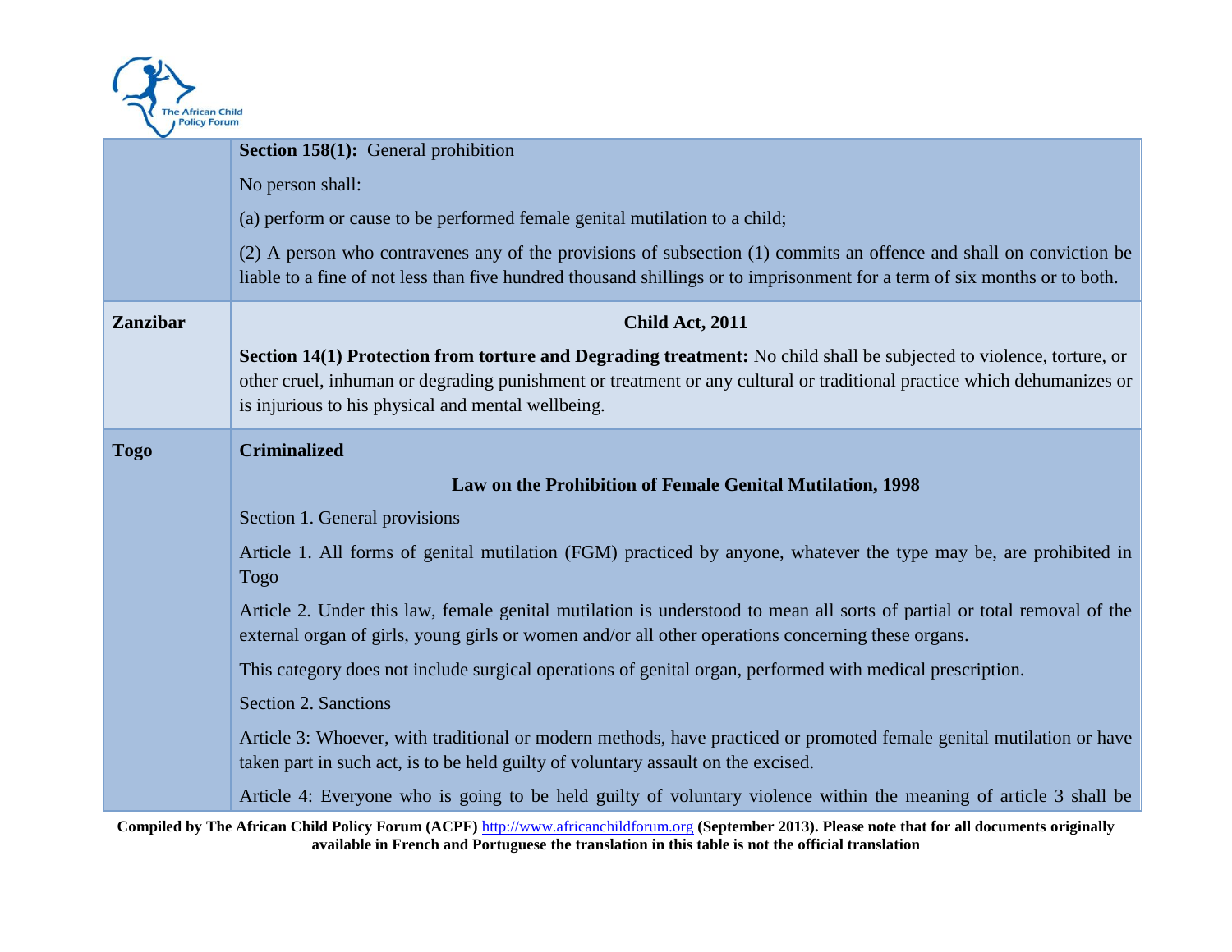| | |
|---|---|
| | **Section 158(1):** General prohibition<br><br>No person shall:<br><br>(a) perform or cause to be performed female genital mutilation to a child;<br><br>(2) A person who contravenes any of the provisions of subsection (1) commits an offence and shall on conviction be liable to a fine of not less than five hundred thousand shillings or to imprisonment for a term of six months or to both. |
| **Zanzibar** | **Child Act, 2011**<br><br>**Section 14(1) Protection from torture and Degrading treatment:** No child shall be subjected to violence, torture, or other cruel, inhuman or degrading punishment or treatment or any cultural or traditional practice which dehumanizes or is injurious to his physical and mental wellbeing. |
| **Togo** | **Criminalized**<br><br>**Law on the Prohibition of Female Genital Mutilation, 1998**<br><br>Section 1. General provisions<br><br>Article 1. All forms of genital mutilation (FGM) practiced by anyone, whatever the type may be, are prohibited in Togo<br><br>Article 2. Under this law, female genital mutilation is understood to mean all sorts of partial or total removal of the external organ of girls, young girls or women and/or all other operations concerning these organs.<br><br>This category does not include surgical operations of genital organ, performed with medical prescription.<br><br>Section 2. Sanctions<br><br>Article 3: Whoever, with traditional or modern methods, have practiced or promoted female genital mutilation or have taken part in such act, is to be held guilty of voluntary assault on the excised.<br><br>Article 4: Everyone who is going to be held guilty of voluntary violence within the meaning of article 3 shall be |

**Compiled by The African Child Policy Forum (ACPF)** http://www.africanchildforum.org **(September 2013). Please note that for all documents originally available in French and Portuguese the translation in this table is not the official translation**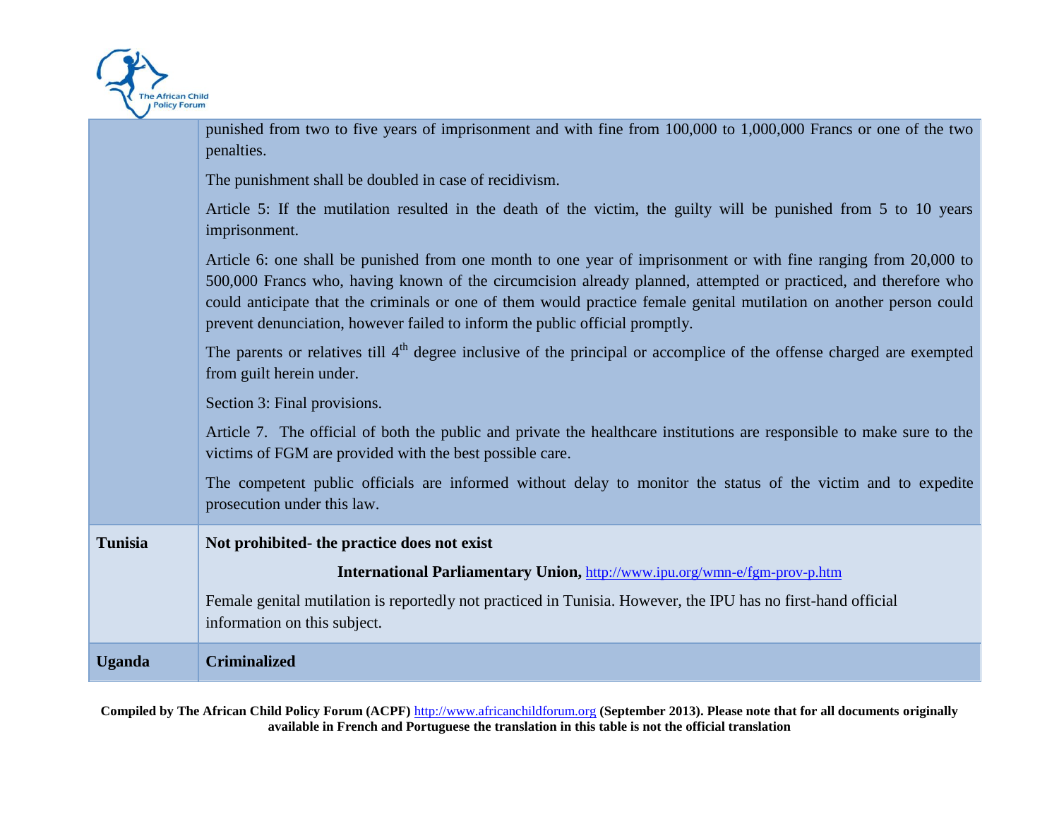| | |
|---|---|
| | punished from two to five years of imprisonment and with fine from 100,000 to 1,000,000 Francs or one of the two penalties.<br><br>The punishment shall be doubled in case of recidivism.<br><br>Article 5: If the mutilation resulted in the death of the victim, the guilty will be punished from 5 to 10 years imprisonment.<br><br>Article 6: one shall be punished from one month to one year of imprisonment or with fine ranging from 20,000 to 500,000 Francs who, having known of the circumcision already planned, attempted or practiced, and therefore who could anticipate that the criminals or one of them would practice female genital mutilation on another person could prevent denunciation, however failed to inform the public official promptly.<br><br>The parents or relatives till 4th degree inclusive of the principal or accomplice of the offense charged are exempted from guilt herein under.<br><br>Section 3: Final provisions.<br><br>Article 7. The official of both the public and private the healthcare institutions are responsible to make sure to the victims of FGM are provided with the best possible care.<br><br>The competent public officials are informed without delay to monitor the status of the victim and to expedite prosecution under this law. |
| **Tunisia** | **Not prohibited- the practice does not exist**<br><br>**International Parliamentary Union,** http://www.ipu.org/wmn-e/fgm-prov-p.htm<br><br>Female genital mutilation is reportedly not practiced in Tunisia. However, the IPU has no first-hand official information on this subject. |
| **Uganda** | **Criminalized** |

**Compiled by The African Child Policy Forum (ACPF) http://www.africanchildforum.org (September 2013). Please note that for all documents originally available in French and Portuguese the translation in this table is not the official translation**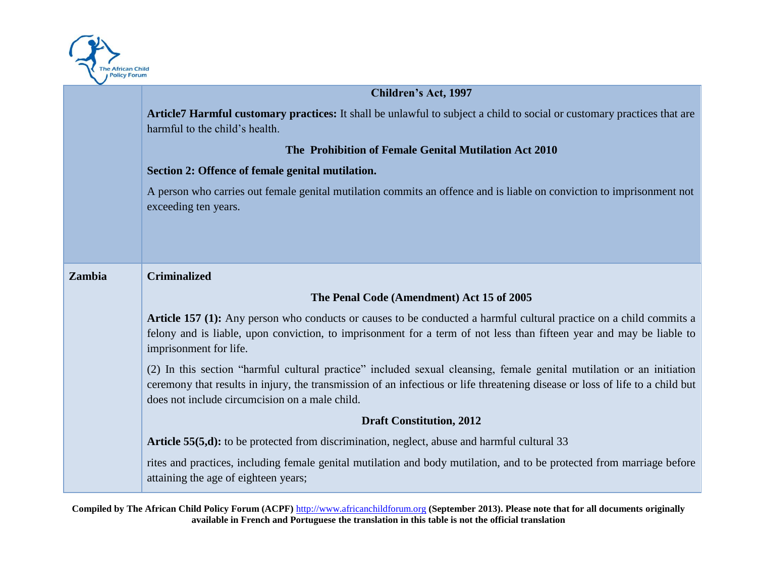| | |
|---|---|
| | **Children's Act, 1997**<br><br>**Article7 Harmful customary practices:** It shall be unlawful to subject a child to social or customary practices that are harmful to the child's health.<br><br>**The Prohibition of Female Genital Mutilation Act 2010**<br><br>**Section 2: Offence of female genital mutilation.**<br><br>A person who carries out female genital mutilation commits an offence and is liable on conviction to imprisonment not exceeding ten years. |
| **Zambia** | **Criminalized**<br><br>**The Penal Code (Amendment) Act 15 of 2005**<br><br>**Article 157 (1):** Any person who conducts or causes to be conducted a harmful cultural practice on a child commits a felony and is liable, upon conviction, to imprisonment for a term of not less than fifteen year and may be liable to imprisonment for life.<br><br>(2) In this section "harmful cultural practice" included sexual cleansing, female genital mutilation or an initiation ceremony that results in injury, the transmission of an infectious or life threatening disease or loss of life to a child but does not include circumcision on a male child.<br><br>**Draft Constitution, 2012**<br><br>**Article 55(5,d):** to be protected from discrimination, neglect, abuse and harmful cultural 33<br><br>rites and practices, including female genital mutilation and body mutilation, and to be protected from marriage before attaining the age of eighteen years; |

**Compiled by The African Child Policy Forum (ACPF) http://www.africanchildforum.org (September 2013). Please note that for all documents originally available in French and Portuguese the translation in this table is not the official translation**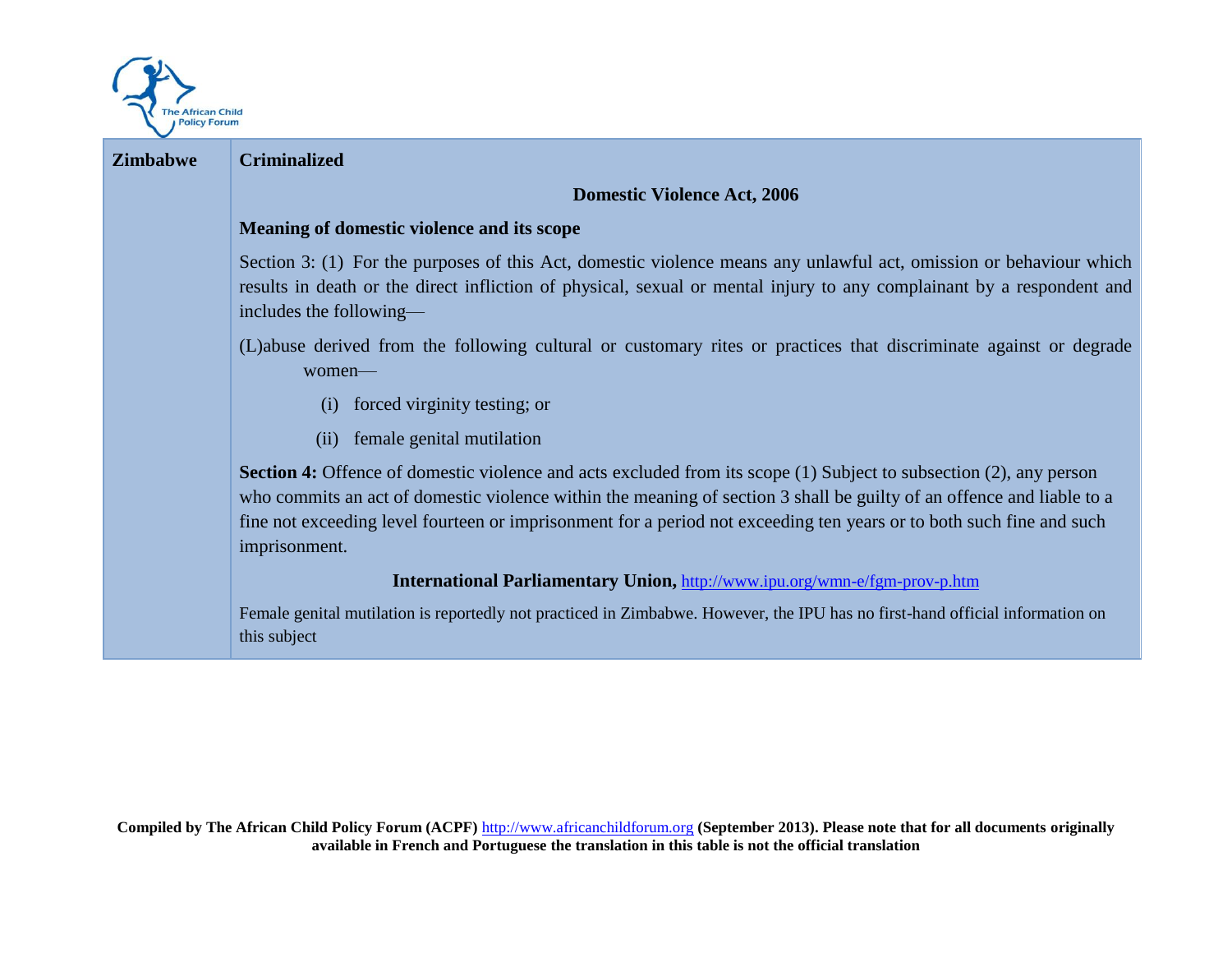| Zimbabwe | **Criminalized**<br><br>**Domestic Violence Act, 2006**<br><br>**Meaning of domestic violence and its scope**<br><br>Section 3: (1) For the purposes of this Act, domestic violence means any unlawful act, omission or behaviour which results in death or the direct infliction of physical, sexual or mental injury to any complainant by a respondent and includes the following—<br><br>(L)abuse derived from the following cultural or customary rites or practices that discriminate against or degrade women—<br><br>(i) forced virginity testing; or<br><br>(ii) female genital mutilation<br><br>**Section 4:** Offence of domestic violence and acts excluded from its scope (1) Subject to subsection (2), any person who commits an act of domestic violence within the meaning of section 3 shall be guilty of an offence and liable to a fine not exceeding level fourteen or imprisonment for a period not exceeding ten years or to both such fine and such imprisonment.<br><br>**International Parliamentary Union,** http://www.ipu.org/wmn-e/fgm-prov-p.htm<br><br>Female genital mutilation is reportedly not practiced in Zimbabwe. However, the IPU has no first-hand official information on this subject |
|---|---|

**Compiled by The African Child Policy Forum (ACPF)** http://www.africanchildforum.org **(September 2013). Please note that for all documents originally available in French and Portuguese the translation in this table is not the official translation**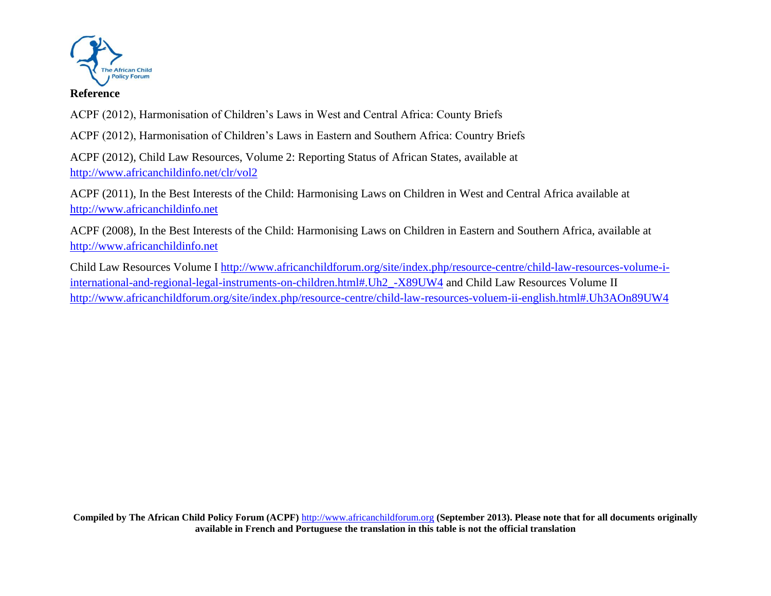**Reference**

ACPF (2012), Harmonisation of Children's Laws in West and Central Africa: County Briefs

ACPF (2012), Harmonisation of Children's Laws in Eastern and Southern Africa: Country Briefs

ACPF (2012), Child Law Resources, Volume 2: Reporting Status of African States, available at http://www.africanchildinfo.net/clr/vol2

ACPF (2011), In the Best Interests of the Child: Harmonising Laws on Children in West and Central Africa available at http://www.africanchildinfo.net

ACPF (2008), In the Best Interests of the Child: Harmonising Laws on Children in Eastern and Southern Africa, available at http://www.africanchildinfo.net

Child Law Resources Volume I http://www.africanchildforum.org/site/index.php/resource-centre/child-law-resources-volume-i-international-and-regional-legal-instruments-on-children.html#.Uh2_-X89UW4 and Child Law Resources Volume II http://www.africanchildforum.org/site/index.php/resource-centre/child-law-resources-voluem-ii-english.html#.Uh3AOn89UW4

**Compiled by The African Child Policy Forum (ACPF)** http://www.africanchildforum.org **(September 2013). Please note that for all documents originally available in French and Portuguese the translation in this table is not the official translation**